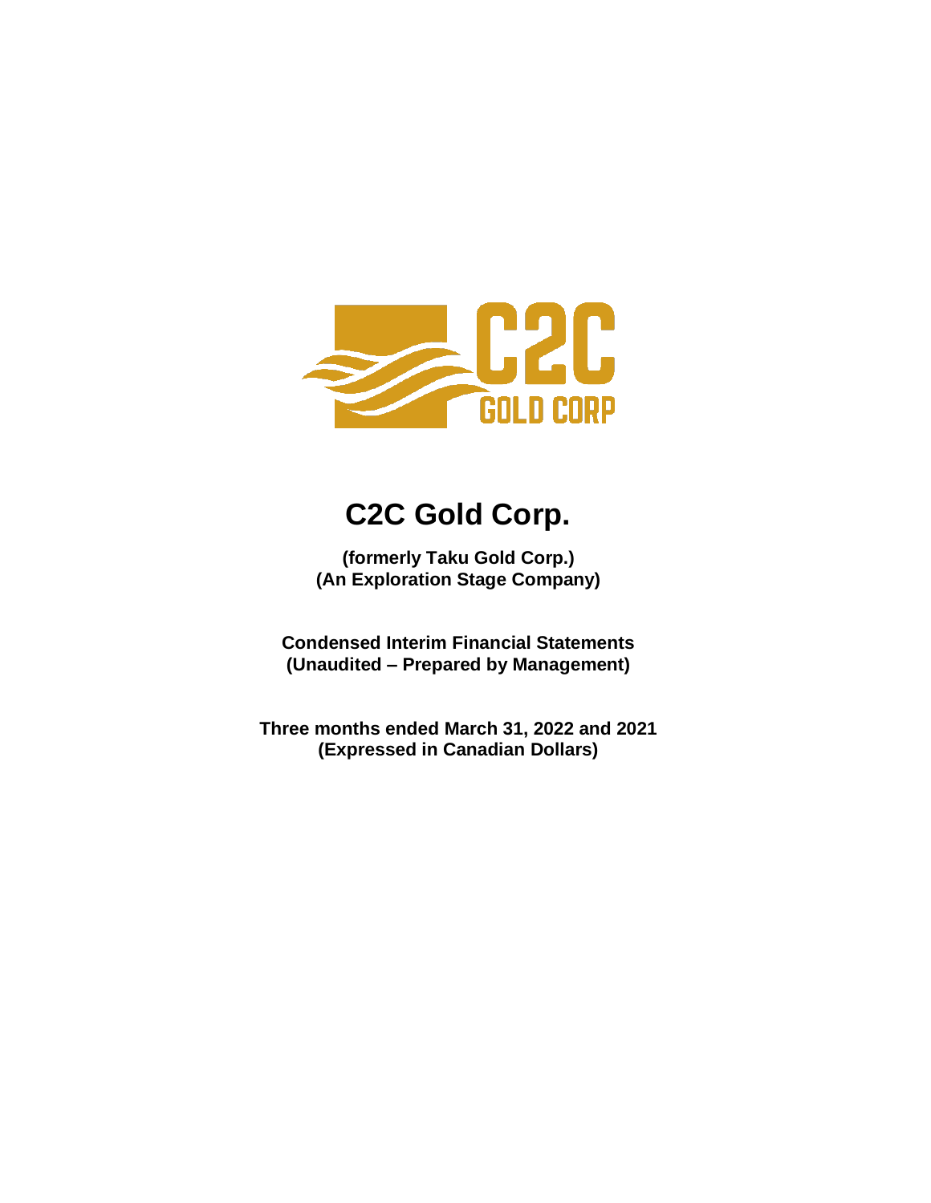# C2C Gold Corp.

**(formerly Taku Gold Corp.)**
**(An Exploration Stage Company)**

**Condensed Interim Financial Statements**
**(Unaudited – Prepared by Management)**

**Three months ended March 31, 2022 and 2021**
**(Expressed in Canadian Dollars)**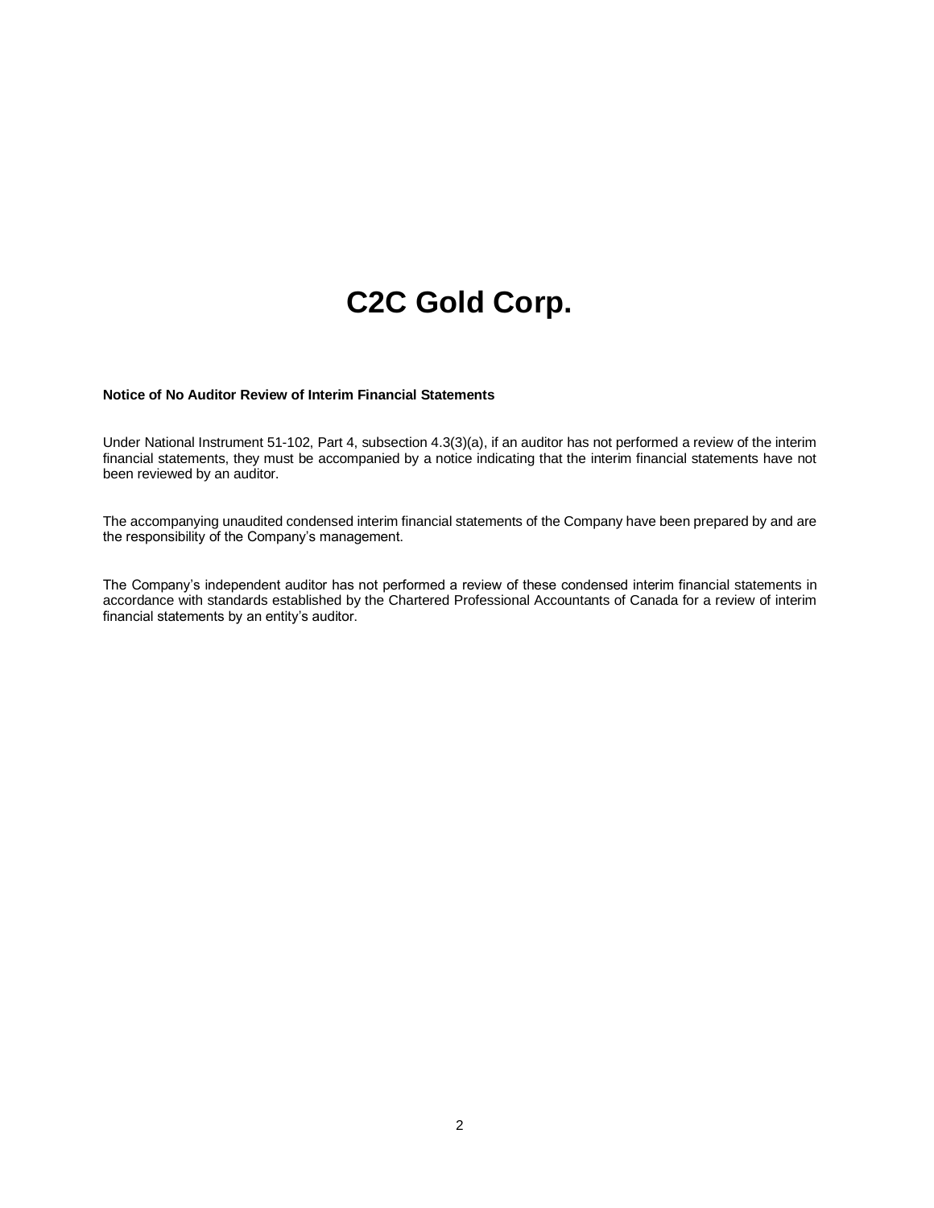# C2C Gold Corp.

**Notice of No Auditor Review of Interim Financial Statements**

Under National Instrument 51-102, Part 4, subsection 4.3(3)(a), if an auditor has not performed a review of the interim financial statements, they must be accompanied by a notice indicating that the interim financial statements have not been reviewed by an auditor.

The accompanying unaudited condensed interim financial statements of the Company have been prepared by and are the responsibility of the Company's management.

The Company's independent auditor has not performed a review of these condensed interim financial statements in accordance with standards established by the Chartered Professional Accountants of Canada for a review of interim financial statements by an entity's auditor.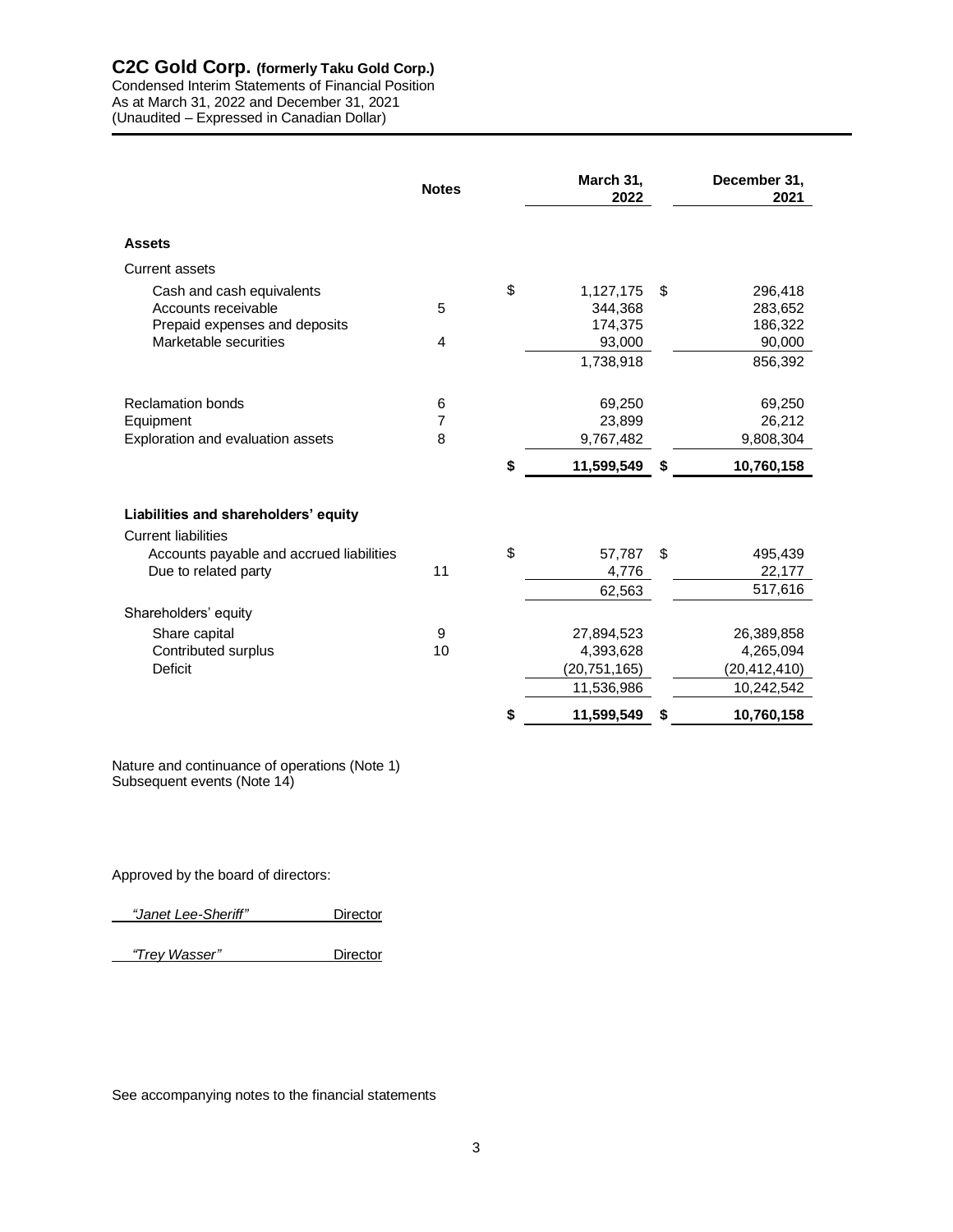# C2C Gold Corp. (formerly Taku Gold Corp.)

Condensed Interim Statements of Financial Position
As at March 31, 2022 and December 31, 2021
(Unaudited – Expressed in Canadian Dollar)

| | Notes | March 31, 2022 | December 31, 2021 |
|---|---|---|---|
| **Assets** | | | |
| Current assets | | | |
| Cash and cash equivalents | | $ 1,127,175 | $ 296,418 |
| Accounts receivable | 5 | 344,368 | 283,652 |
| Prepaid expenses and deposits | | 174,375 | 186,322 |
| Marketable securities | 4 | 93,000 | 90,000 |
| | | 1,738,918 | 856,392 |
| Reclamation bonds | 6 | 69,250 | 69,250 |
| Equipment | 7 | 23,899 | 26,212 |
| Exploration and evaluation assets | 8 | 9,767,482 | 9,808,304 |
| | | **$ 11,599,549** | **$ 10,760,158** |
| **Liabilities and shareholders' equity** | | | |
| Current liabilities | | | |
| Accounts payable and accrued liabilities | | $ 57,787 | $ 495,439 |
| Due to related party | 11 | 4,776 | 22,177 |
| | | 62,563 | 517,616 |
| Shareholders' equity | | | |
| Share capital | 9 | 27,894,523 | 26,389,858 |
| Contributed surplus | 10 | 4,393,628 | 4,265,094 |
| Deficit | | (20,751,165) | (20,412,410) |
| | | 11,536,986 | 10,242,542 |
| | | **$ 11,599,549** | **$ 10,760,158** |

Nature and continuance of operations (Note 1)
Subsequent events (Note 14)

Approved by the board of directors:

*"Janet Lee-Sheriff"* Director

*"Trey Wasser"* Director

See accompanying notes to the financial statements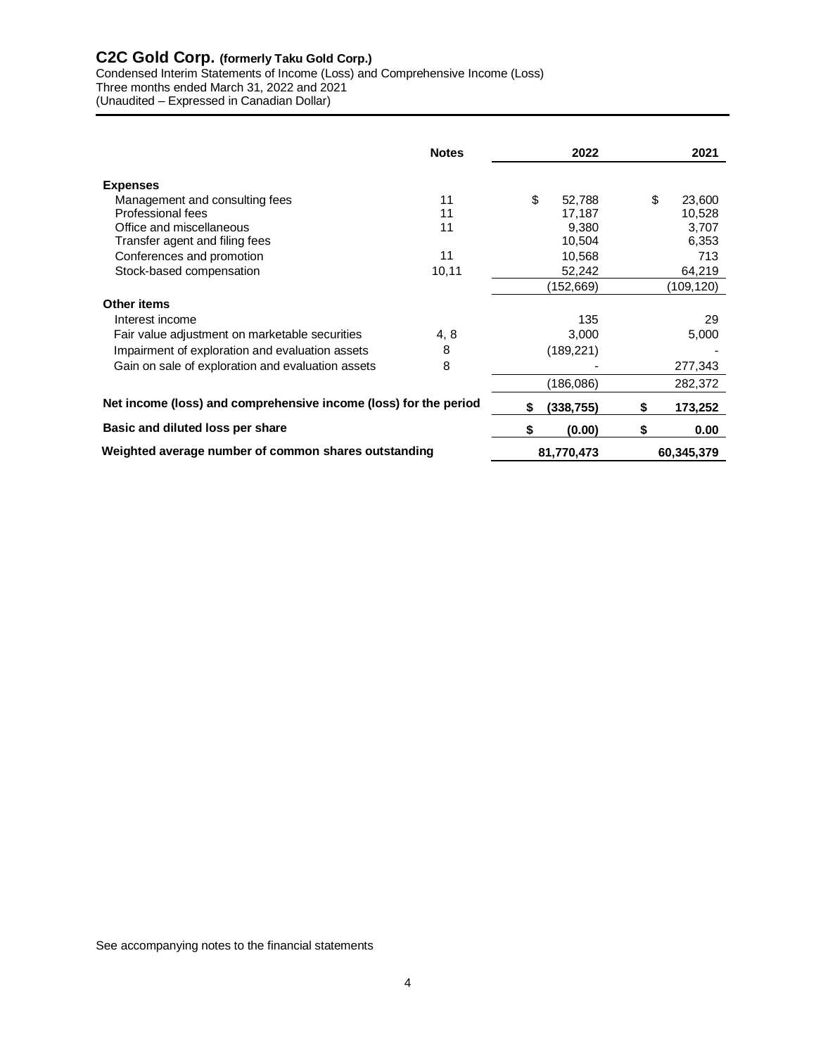# C2C Gold Corp. (formerly Taku Gold Corp.)

Condensed Interim Statements of Income (Loss) and Comprehensive Income (Loss)
Three months ended March 31, 2022 and 2021
(Unaudited – Expressed in Canadian Dollar)

| | Notes | 2022 | 2021 |
|---|---|---|---|
| **Expenses** | | | |
| Management and consulting fees | 11 | $ 52,788 | $ 23,600 |
| Professional fees | 11 | 17,187 | 10,528 |
| Office and miscellaneous | 11 | 9,380 | 3,707 |
| Transfer agent and filing fees | | 10,504 | 6,353 |
| Conferences and promotion | 11 | 10,568 | 713 |
| Stock-based compensation | 10,11 | 52,242 | 64,219 |
| | | (152,669) | (109,120) |
| **Other items** | | | |
| Interest income | | 135 | 29 |
| Fair value adjustment on marketable securities | 4, 8 | 3,000 | 5,000 |
| Impairment of exploration and evaluation assets | 8 | (189,221) | - |
| Gain on sale of exploration and evaluation assets | 8 | - | 277,343 |
| | | (186,086) | 282,372 |
| **Net income (loss) and comprehensive income (loss) for the period** | | **$ (338,755)** | **$ 173,252** |
| **Basic and diluted loss per share** | | **$ (0.00)** | **$ 0.00** |
| **Weighted average number of common shares outstanding** | | **81,770,473** | **60,345,379** |

See accompanying notes to the financial statements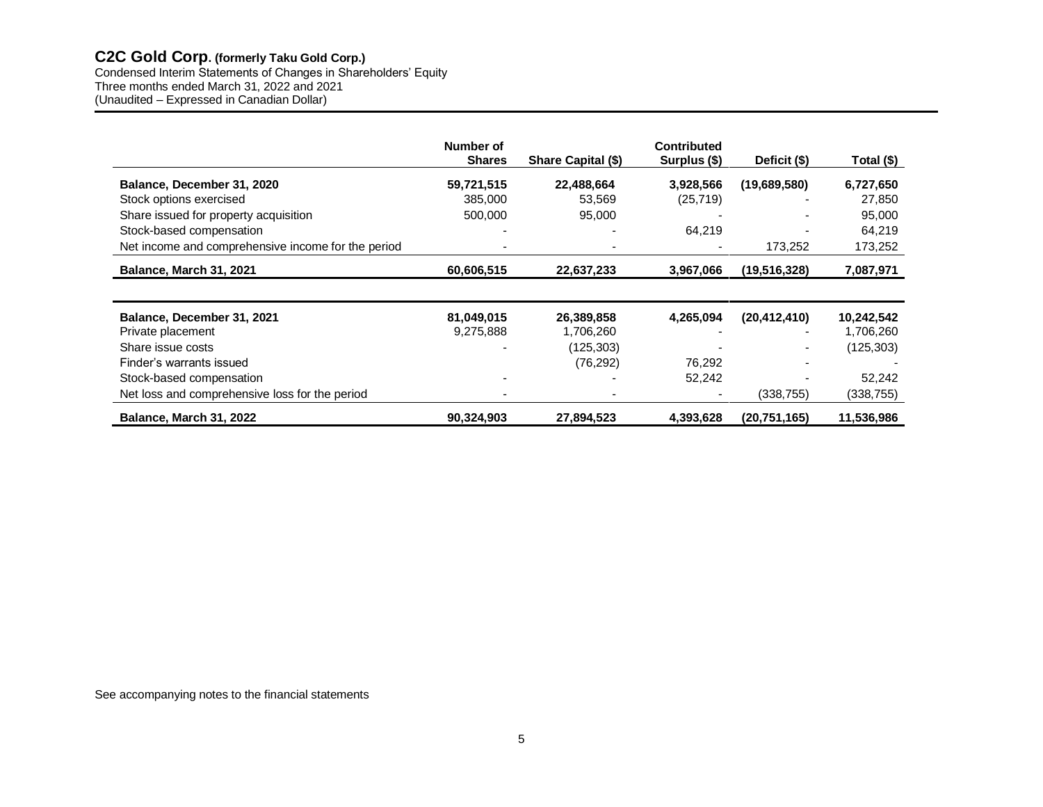# C2C Gold Corp. (formerly Taku Gold Corp.)

Condensed Interim Statements of Changes in Shareholders' Equity
Three months ended March 31, 2022 and 2021
(Unaudited – Expressed in Canadian Dollar)

| | Number of Shares | Share Capital ($) | Contributed Surplus ($) | Deficit ($) | Total ($) |
|---|---|---|---|---|---|
| **Balance, December 31, 2020** | **59,721,515** | **22,488,664** | **3,928,566** | **(19,689,580)** | **6,727,650** |
| Stock options exercised | 385,000 | 53,569 | (25,719) | - | 27,850 |
| Share issued for property acquisition | 500,000 | 95,000 | - | - | 95,000 |
| Stock-based compensation | - | - | 64,219 | - | 64,219 |
| Net income and comprehensive income for the period | - | - | - | 173,252 | 173,252 |
| **Balance, March 31, 2021** | **60,606,515** | **22,637,233** | **3,967,066** | **(19,516,328)** | **7,087,971** |
| | | | | | |
| **Balance, December 31, 2021** | **81,049,015** | **26,389,858** | **4,265,094** | **(20,412,410)** | **10,242,542** |
| Private placement | 9,275,888 | 1,706,260 | - | - | 1,706,260 |
| Share issue costs | - | (125,303) | - | - | (125,303) |
| Finder's warrants issued | | (76,292) | 76,292 | - | - |
| Stock-based compensation | - | - | 52,242 | - | 52,242 |
| Net loss and comprehensive loss for the period | - | - | - | (338,755) | (338,755) |
| **Balance, March 31, 2022** | **90,324,903** | **27,894,523** | **4,393,628** | **(20,751,165)** | **11,536,986** |

See accompanying notes to the financial statements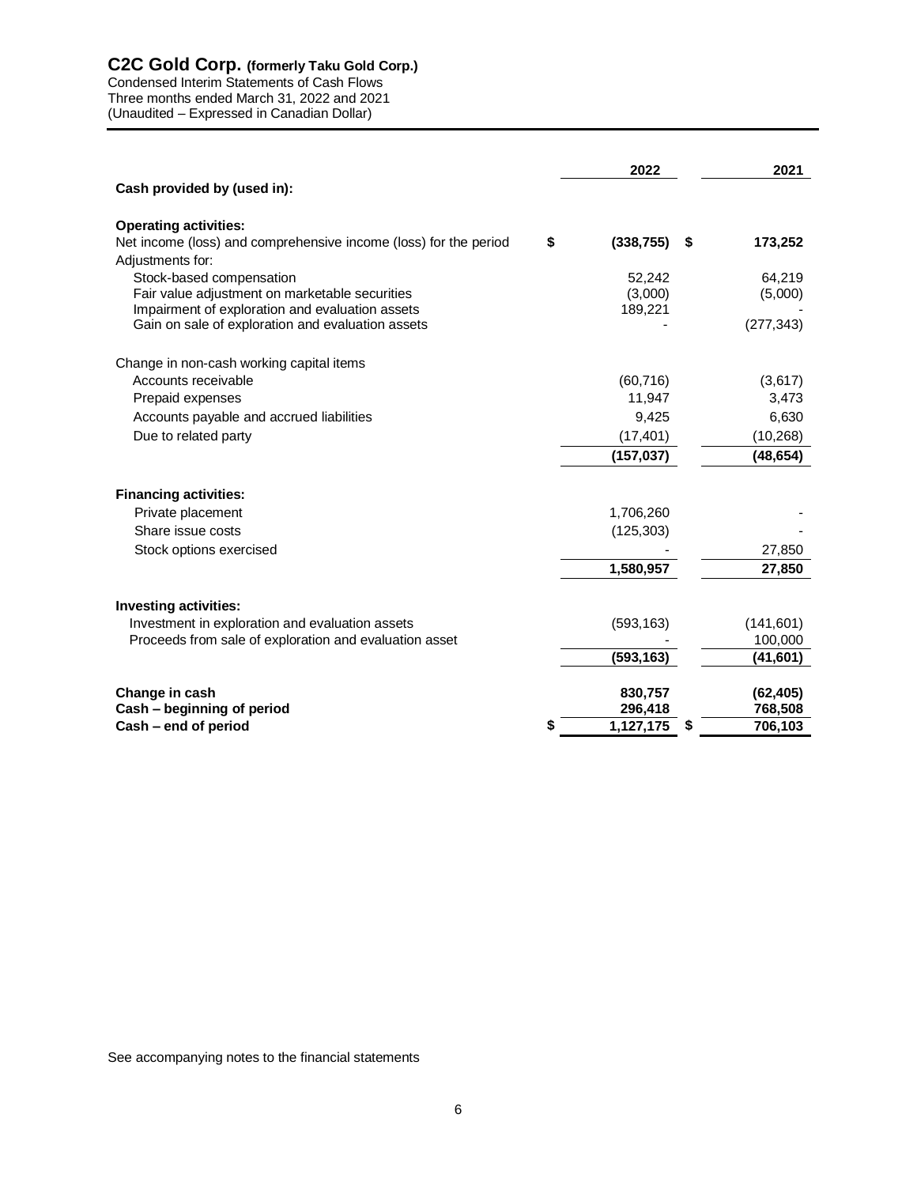# C2C Gold Corp. (formerly Taku Gold Corp.)

Condensed Interim Statements of Cash Flows
Three months ended March 31, 2022 and 2021
(Unaudited – Expressed in Canadian Dollar)

| | 2022 | 2021 |
|---|---|---|
| **Cash provided by (used in):** | | |
| **Operating activities:** | | |
| Net income (loss) and comprehensive income (loss) for the period | $ **(338,755)** | $ **173,252** |
| Adjustments for: | | |
| Stock-based compensation | 52,242 | 64,219 |
| Fair value adjustment on marketable securities | (3,000) | (5,000) |
| Impairment of exploration and evaluation assets | 189,221 | - |
| Gain on sale of exploration and evaluation assets | - | (277,343) |
| Change in non-cash working capital items | | |
| Accounts receivable | (60,716) | (3,617) |
| Prepaid expenses | 11,947 | 3,473 |
| Accounts payable and accrued liabilities | 9,425 | 6,630 |
| Due to related party | (17,401) | (10,268) |
| | **(157,037)** | **(48,654)** |
| **Financing activities:** | | |
| Private placement | 1,706,260 | - |
| Share issue costs | (125,303) | - |
| Stock options exercised | - | 27,850 |
| | **1,580,957** | **27,850** |
| **Investing activities:** | | |
| Investment in exploration and evaluation assets | (593,163) | (141,601) |
| Proceeds from sale of exploration and evaluation asset | - | 100,000 |
| | **(593,163)** | **(41,601)** |
| **Change in cash** | **830,757** | **(62,405)** |
| **Cash – beginning of period** | **296,418** | **768,508** |
| **Cash – end of period** | $ **1,127,175** | $ **706,103** |

See accompanying notes to the financial statements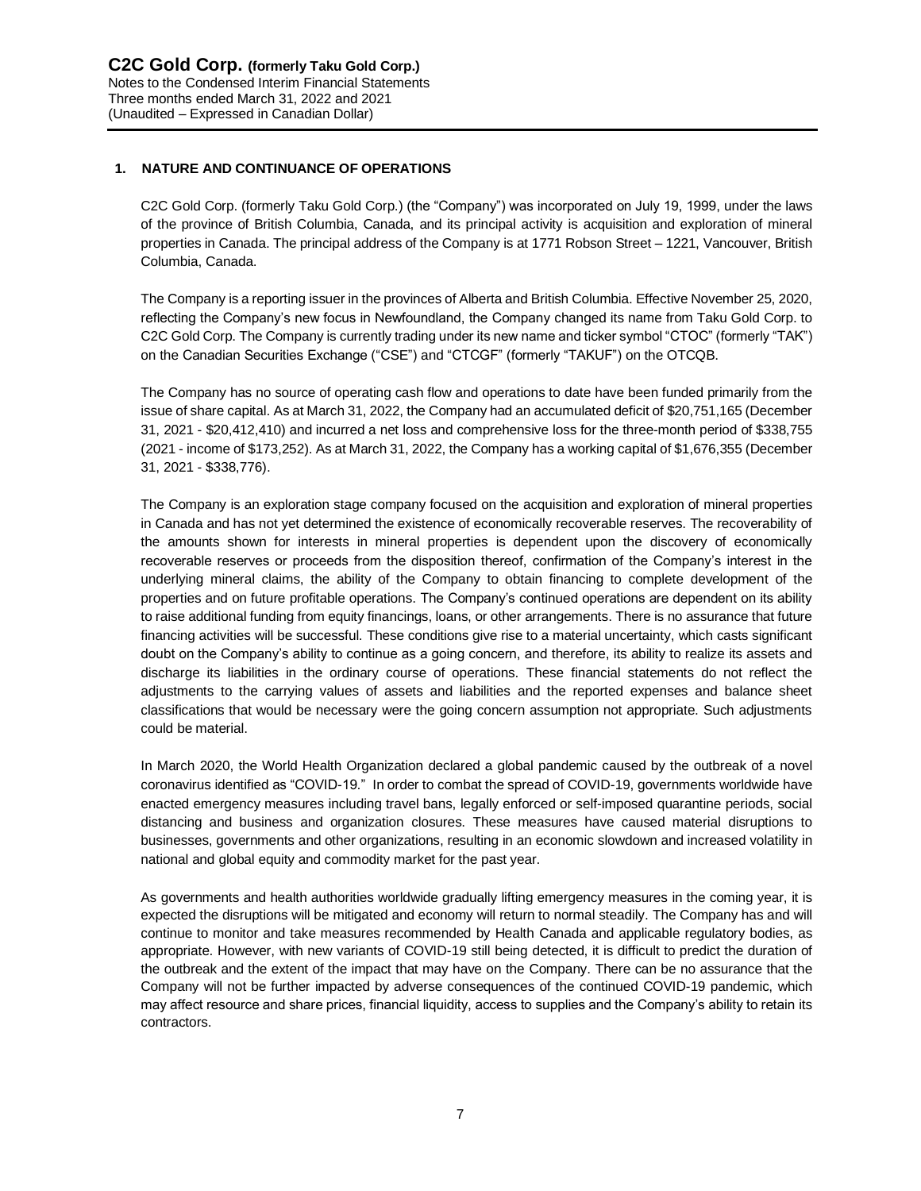## 1. NATURE AND CONTINUANCE OF OPERATIONS

C2C Gold Corp. (formerly Taku Gold Corp.) (the "Company") was incorporated on July 19, 1999, under the laws of the province of British Columbia, Canada, and its principal activity is acquisition and exploration of mineral properties in Canada. The principal address of the Company is at 1771 Robson Street – 1221, Vancouver, British Columbia, Canada.

The Company is a reporting issuer in the provinces of Alberta and British Columbia. Effective November 25, 2020, reflecting the Company's new focus in Newfoundland, the Company changed its name from Taku Gold Corp. to C2C Gold Corp. The Company is currently trading under its new name and ticker symbol "CTOC" (formerly "TAK") on the Canadian Securities Exchange ("CSE") and "CTCGF" (formerly "TAKUF") on the OTCQB.

The Company has no source of operating cash flow and operations to date have been funded primarily from the issue of share capital. As at March 31, 2022, the Company had an accumulated deficit of $20,751,165 (December 31, 2021 - $20,412,410) and incurred a net loss and comprehensive loss for the three-month period of $338,755 (2021 - income of $173,252). As at March 31, 2022, the Company has a working capital of $1,676,355 (December 31, 2021 - $338,776).

The Company is an exploration stage company focused on the acquisition and exploration of mineral properties in Canada and has not yet determined the existence of economically recoverable reserves. The recoverability of the amounts shown for interests in mineral properties is dependent upon the discovery of economically recoverable reserves or proceeds from the disposition thereof, confirmation of the Company's interest in the underlying mineral claims, the ability of the Company to obtain financing to complete development of the properties and on future profitable operations. The Company's continued operations are dependent on its ability to raise additional funding from equity financings, loans, or other arrangements. There is no assurance that future financing activities will be successful. These conditions give rise to a material uncertainty, which casts significant doubt on the Company's ability to continue as a going concern, and therefore, its ability to realize its assets and discharge its liabilities in the ordinary course of operations. These financial statements do not reflect the adjustments to the carrying values of assets and liabilities and the reported expenses and balance sheet classifications that would be necessary were the going concern assumption not appropriate. Such adjustments could be material.

In March 2020, the World Health Organization declared a global pandemic caused by the outbreak of a novel coronavirus identified as "COVID-19." In order to combat the spread of COVID-19, governments worldwide have enacted emergency measures including travel bans, legally enforced or self-imposed quarantine periods, social distancing and business and organization closures. These measures have caused material disruptions to businesses, governments and other organizations, resulting in an economic slowdown and increased volatility in national and global equity and commodity market for the past year.

As governments and health authorities worldwide gradually lifting emergency measures in the coming year, it is expected the disruptions will be mitigated and economy will return to normal steadily. The Company has and will continue to monitor and take measures recommended by Health Canada and applicable regulatory bodies, as appropriate. However, with new variants of COVID-19 still being detected, it is difficult to predict the duration of the outbreak and the extent of the impact that may have on the Company. There can be no assurance that the Company will not be further impacted by adverse consequences of the continued COVID-19 pandemic, which may affect resource and share prices, financial liquidity, access to supplies and the Company's ability to retain its contractors.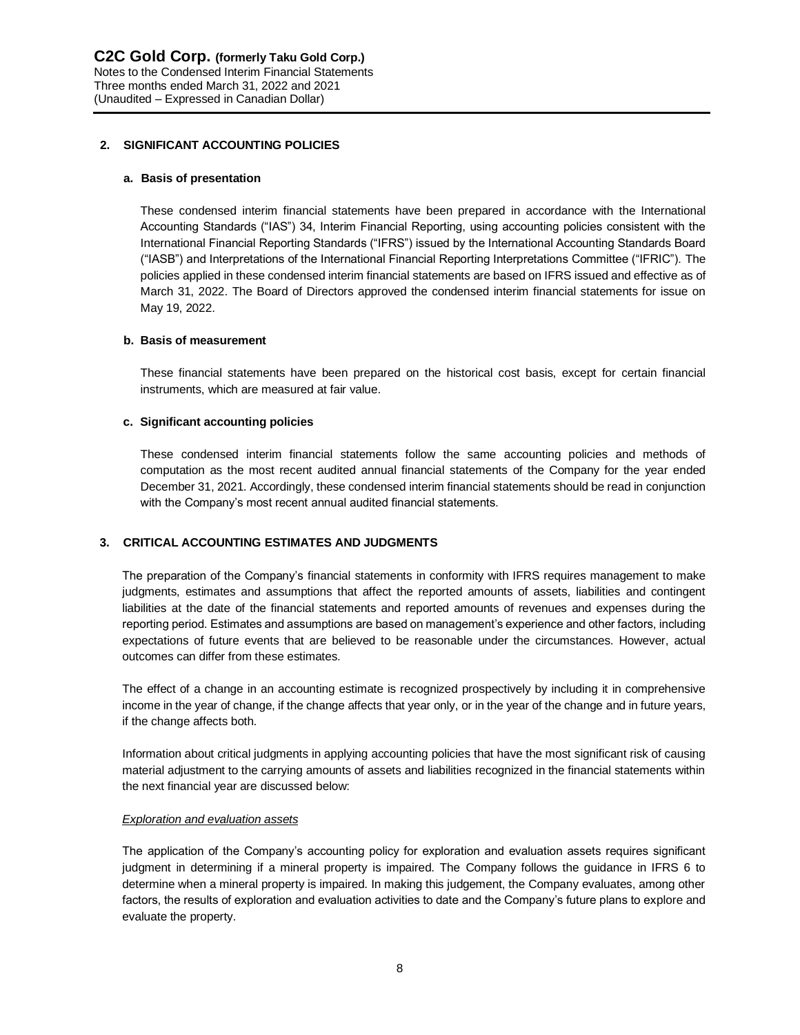## 2. SIGNIFICANT ACCOUNTING POLICIES

### a. Basis of presentation

These condensed interim financial statements have been prepared in accordance with the International Accounting Standards ("IAS") 34, Interim Financial Reporting, using accounting policies consistent with the International Financial Reporting Standards ("IFRS") issued by the International Accounting Standards Board ("IASB") and Interpretations of the International Financial Reporting Interpretations Committee ("IFRIC"). The policies applied in these condensed interim financial statements are based on IFRS issued and effective as of March 31, 2022. The Board of Directors approved the condensed interim financial statements for issue on May 19, 2022.

### b. Basis of measurement

These financial statements have been prepared on the historical cost basis, except for certain financial instruments, which are measured at fair value.

### c. Significant accounting policies

These condensed interim financial statements follow the same accounting policies and methods of computation as the most recent audited annual financial statements of the Company for the year ended December 31, 2021. Accordingly, these condensed interim financial statements should be read in conjunction with the Company's most recent annual audited financial statements.

## 3. CRITICAL ACCOUNTING ESTIMATES AND JUDGMENTS

The preparation of the Company's financial statements in conformity with IFRS requires management to make judgments, estimates and assumptions that affect the reported amounts of assets, liabilities and contingent liabilities at the date of the financial statements and reported amounts of revenues and expenses during the reporting period. Estimates and assumptions are based on management's experience and other factors, including expectations of future events that are believed to be reasonable under the circumstances. However, actual outcomes can differ from these estimates.

The effect of a change in an accounting estimate is recognized prospectively by including it in comprehensive income in the year of change, if the change affects that year only, or in the year of the change and in future years, if the change affects both.

Information about critical judgments in applying accounting policies that have the most significant risk of causing material adjustment to the carrying amounts of assets and liabilities recognized in the financial statements within the next financial year are discussed below:

*Exploration and evaluation assets*

The application of the Company's accounting policy for exploration and evaluation assets requires significant judgment in determining if a mineral property is impaired. The Company follows the guidance in IFRS 6 to determine when a mineral property is impaired. In making this judgement, the Company evaluates, among other factors, the results of exploration and evaluation activities to date and the Company's future plans to explore and evaluate the property.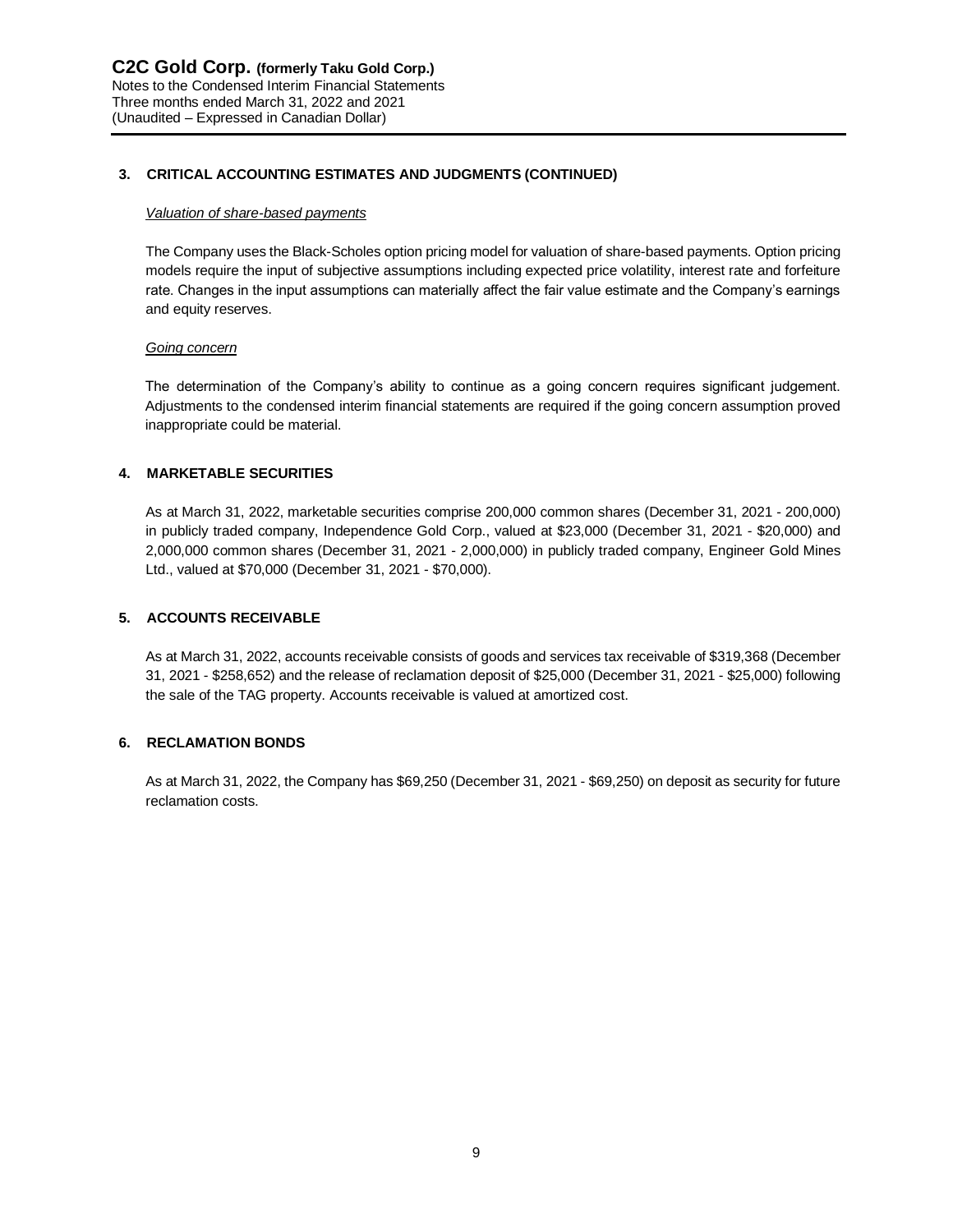## 3. CRITICAL ACCOUNTING ESTIMATES AND JUDGMENTS (CONTINUED)

*Valuation of share-based payments*

The Company uses the Black-Scholes option pricing model for valuation of share-based payments. Option pricing models require the input of subjective assumptions including expected price volatility, interest rate and forfeiture rate. Changes in the input assumptions can materially affect the fair value estimate and the Company's earnings and equity reserves.

*Going concern*

The determination of the Company's ability to continue as a going concern requires significant judgement. Adjustments to the condensed interim financial statements are required if the going concern assumption proved inappropriate could be material.

## 4. MARKETABLE SECURITIES

As at March 31, 2022, marketable securities comprise 200,000 common shares (December 31, 2021 - 200,000) in publicly traded company, Independence Gold Corp., valued at $23,000 (December 31, 2021 - $20,000) and 2,000,000 common shares (December 31, 2021 - 2,000,000) in publicly traded company, Engineer Gold Mines Ltd., valued at $70,000 (December 31, 2021 - $70,000).

## 5. ACCOUNTS RECEIVABLE

As at March 31, 2022, accounts receivable consists of goods and services tax receivable of $319,368 (December 31, 2021 - $258,652) and the release of reclamation deposit of $25,000 (December 31, 2021 - $25,000) following the sale of the TAG property. Accounts receivable is valued at amortized cost.

## 6. RECLAMATION BONDS

As at March 31, 2022, the Company has $69,250 (December 31, 2021 - $69,250) on deposit as security for future reclamation costs.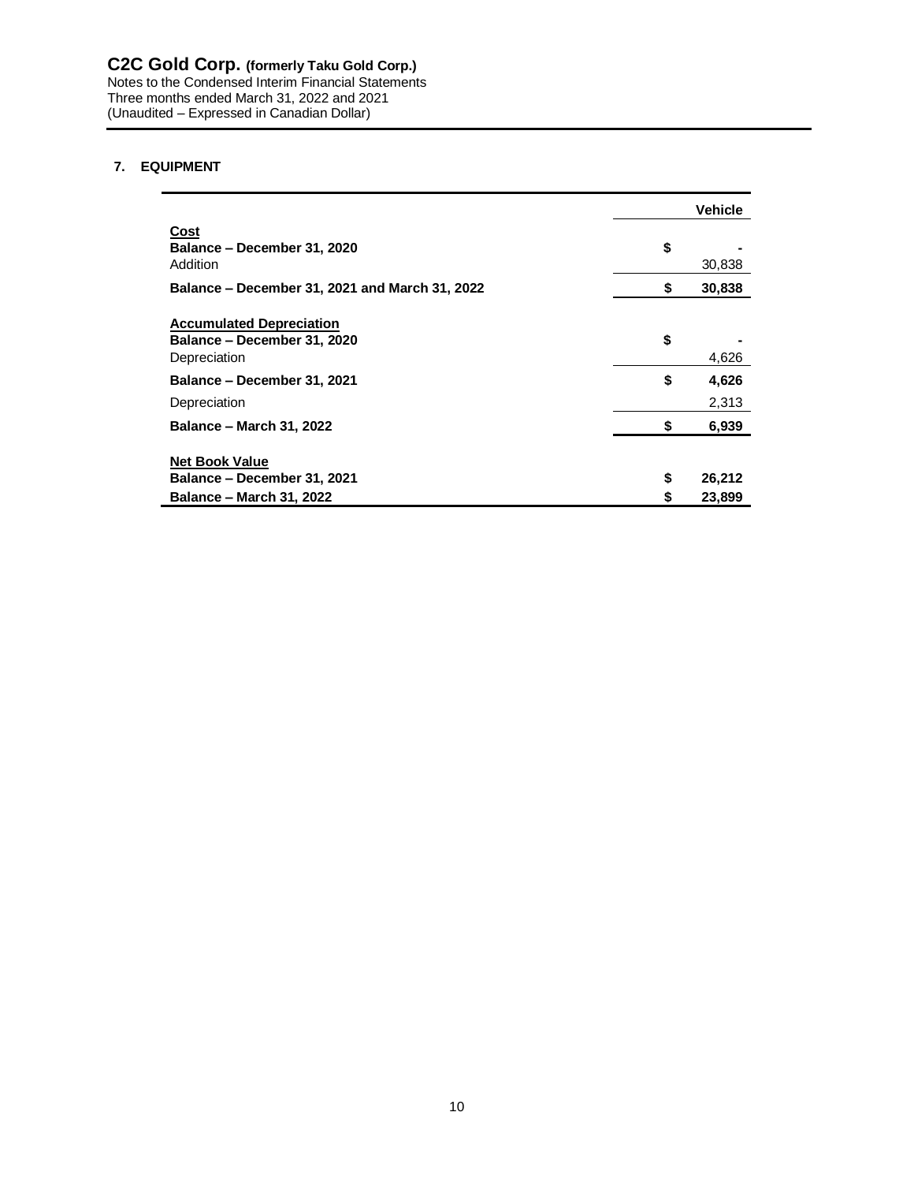## 7. EQUIPMENT

| | Vehicle |
|---|---|
| **Cost** | |
| **Balance – December 31, 2020** | $ - |
| Addition | 30,838 |
| **Balance – December 31, 2021 and March 31, 2022** | **$ 30,838** |
| **Accumulated Depreciation** | |
| **Balance – December 31, 2020** | $ - |
| Depreciation | 4,626 |
| **Balance – December 31, 2021** | **$ 4,626** |
| Depreciation | 2,313 |
| **Balance – March 31, 2022** | **$ 6,939** |
| **Net Book Value** | |
| **Balance – December 31, 2021** | **$ 26,212** |
| **Balance – March 31, 2022** | **$ 23,899** |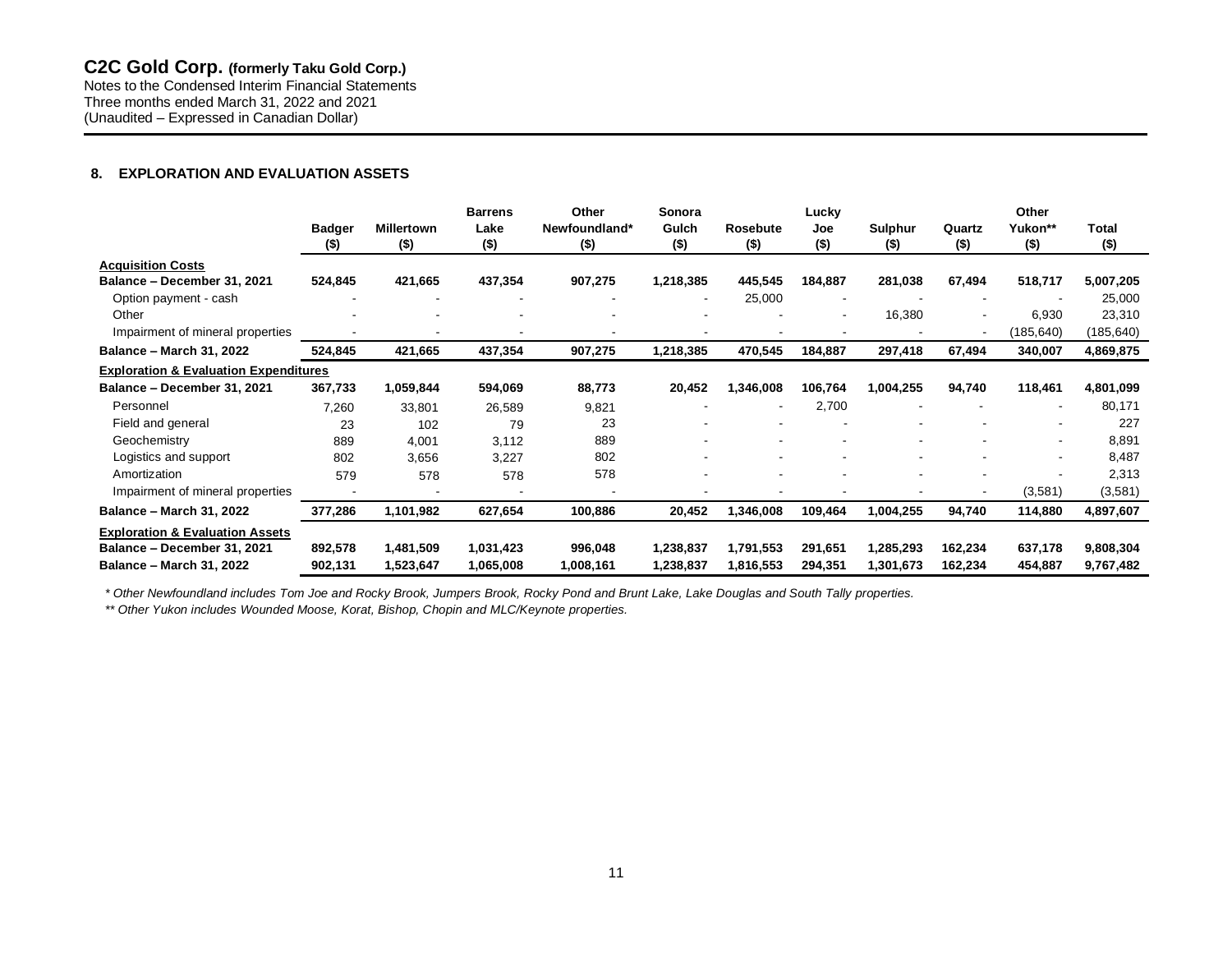## 8. EXPLORATION AND EVALUATION ASSETS

| | Badger ($) | Millertown ($) | Barrens Lake ($) | Other Newfoundland* ($) | Sonora Gulch ($) | Rosebute ($) | Lucky Joe ($) | Sulphur ($) | Quartz ($) | Other Yukon** ($) | Total ($) |
|---|---|---|---|---|---|---|---|---|---|---|---|
| **Acquisition Costs** | | | | | | | | | | | |
| **Balance – December 31, 2021** | **524,845** | **421,665** | **437,354** | **907,275** | **1,218,385** | **445,545** | **184,887** | **281,038** | **67,494** | **518,717** | **5,007,205** |
| Option payment - cash | - | - | - | - | - | 25,000 | - | - | - | - | 25,000 |
| Other | - | - | - | - | - | - | - | 16,380 | - | 6,930 | 23,310 |
| Impairment of mineral properties | - | - | - | - | - | - | - | - | - | (185,640) | (185,640) |
| **Balance – March 31, 2022** | **524,845** | **421,665** | **437,354** | **907,275** | **1,218,385** | **470,545** | **184,887** | **297,418** | **67,494** | **340,007** | **4,869,875** |
| **Exploration & Evaluation Expenditures** | | | | | | | | | | | |
| **Balance – December 31, 2021** | **367,733** | **1,059,844** | **594,069** | **88,773** | **20,452** | **1,346,008** | **106,764** | **1,004,255** | **94,740** | **118,461** | **4,801,099** |
| Personnel | 7,260 | 33,801 | 26,589 | 9,821 | - | - | 2,700 | - | - | - | 80,171 |
| Field and general | 23 | 102 | 79 | 23 | - | - | - | - | - | - | 227 |
| Geochemistry | 889 | 4,001 | 3,112 | 889 | - | - | - | - | - | - | 8,891 |
| Logistics and support | 802 | 3,656 | 3,227 | 802 | - | - | - | - | - | - | 8,487 |
| Amortization | 579 | 578 | 578 | 578 | - | - | - | - | - | - | 2,313 |
| Impairment of mineral properties | - | - | - | - | - | - | - | - | - | (3,581) | (3,581) |
| **Balance – March 31, 2022** | **377,286** | **1,101,982** | **627,654** | **100,886** | **20,452** | **1,346,008** | **109,464** | **1,004,255** | **94,740** | **114,880** | **4,897,607** |
| **Exploration & Evaluation Assets** | | | | | | | | | | | |
| **Balance – December 31, 2021** | **892,578** | **1,481,509** | **1,031,423** | **996,048** | **1,238,837** | **1,791,553** | **291,651** | **1,285,293** | **162,234** | **637,178** | **9,808,304** |
| **Balance – March 31, 2022** | **902,131** | **1,523,647** | **1,065,008** | **1,008,161** | **1,238,837** | **1,816,553** | **294,351** | **1,301,673** | **162,234** | **454,887** | **9,767,482** |

*\* Other Newfoundland includes Tom Joe and Rocky Brook, Jumpers Brook, Rocky Pond and Brunt Lake, Lake Douglas and South Tally properties.*

*\*\* Other Yukon includes Wounded Moose, Korat, Bishop, Chopin and MLC/Keynote properties.*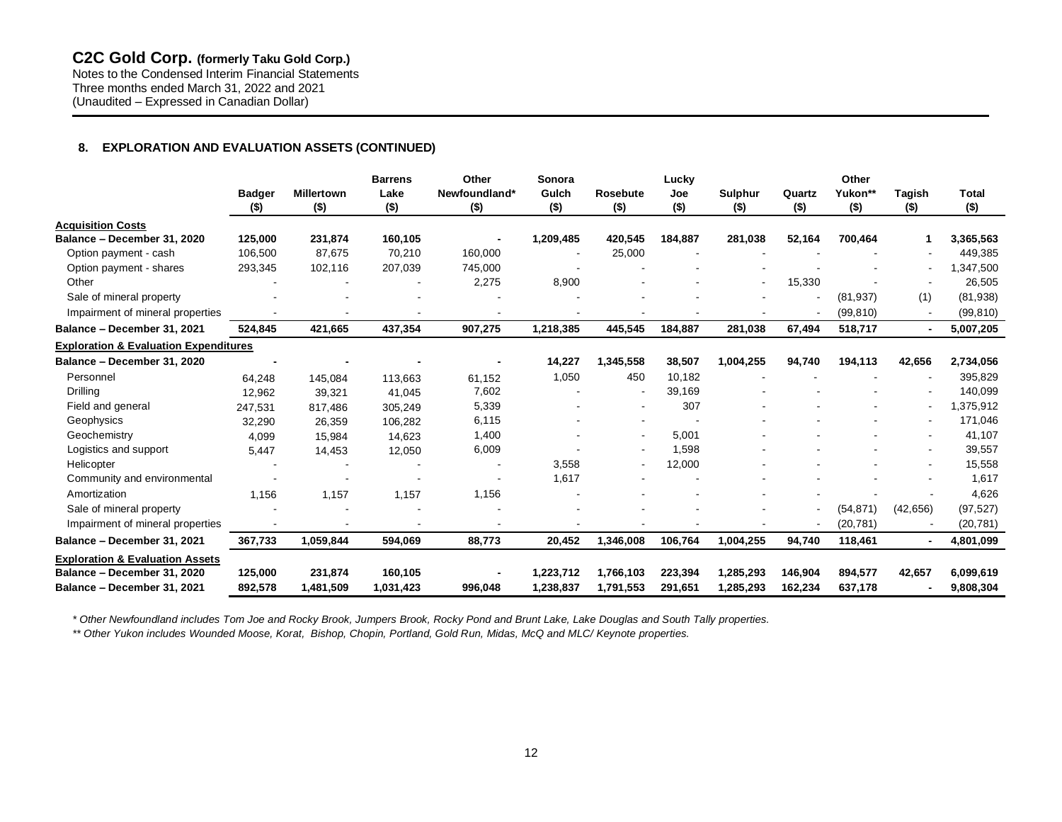## 8. EXPLORATION AND EVALUATION ASSETS (CONTINUED)

| | Badger ($) | Millertown ($) | Barrens Lake ($) | Other Newfoundland* ($) | Sonora Gulch ($) | Rosebute ($) | Lucky Joe ($) | Sulphur ($) | Quartz ($) | Other Yukon** ($) | Tagish ($) | Total ($) |
|---|---|---|---|---|---|---|---|---|---|---|---|---|
| **Acquisition Costs** | | | | | | | | | | | | |
| **Balance – December 31, 2020** | **125,000** | **231,874** | **160,105** | **-** | **1,209,485** | **420,545** | **184,887** | **281,038** | **52,164** | **700,464** | **1** | **3,365,563** |
| Option payment - cash | 106,500 | 87,675 | 70,210 | 160,000 | - | 25,000 | - | - | - | - | - | 449,385 |
| Option payment - shares | 293,345 | 102,116 | 207,039 | 745,000 | - | - | - | - | - | - | - | 1,347,500 |
| Other | - | - | - | 2,275 | 8,900 | - | - | - | 15,330 | - | - | 26,505 |
| Sale of mineral property | - | - | - | - | - | - | - | - | - | (81,937) | (1) | (81,938) |
| Impairment of mineral properties | - | - | - | - | - | - | - | - | - | (99,810) | - | (99,810) |
| **Balance – December 31, 2021** | **524,845** | **421,665** | **437,354** | **907,275** | **1,218,385** | **445,545** | **184,887** | **281,038** | **67,494** | **518,717** | **-** | **5,007,205** |
| **Exploration & Evaluation Expenditures** | | | | | | | | | | | | |
| **Balance – December 31, 2020** | **-** | **-** | **-** | **-** | **14,227** | **1,345,558** | **38,507** | **1,004,255** | **94,740** | **194,113** | **42,656** | **2,734,056** |
| Personnel | 64,248 | 145,084 | 113,663 | 61,152 | 1,050 | 450 | 10,182 | - | - | - | - | 395,829 |
| Drilling | 12,962 | 39,321 | 41,045 | 7,602 | - | - | 39,169 | - | - | - | - | 140,099 |
| Field and general | 247,531 | 817,486 | 305,249 | 5,339 | - | - | 307 | - | - | - | - | 1,375,912 |
| Geophysics | 32,290 | 26,359 | 106,282 | 6,115 | - | - | - | - | - | - | - | 171,046 |
| Geochemistry | 4,099 | 15,984 | 14,623 | 1,400 | - | - | 5,001 | - | - | - | - | 41,107 |
| Logistics and support | 5,447 | 14,453 | 12,050 | 6,009 | - | - | 1,598 | - | - | - | - | 39,557 |
| Helicopter | - | - | - | - | 3,558 | - | 12,000 | - | - | - | - | 15,558 |
| Community and environmental | - | - | - | - | 1,617 | - | - | - | - | - | - | 1,617 |
| Amortization | 1,156 | 1,157 | 1,157 | 1,156 | - | - | - | - | - | - | - | 4,626 |
| Sale of mineral property | - | - | - | - | - | - | - | - | - | (54,871) | (42,656) | (97,527) |
| Impairment of mineral properties | - | - | - | - | - | - | - | - | - | (20,781) | - | (20,781) |
| **Balance – December 31, 2021** | **367,733** | **1,059,844** | **594,069** | **88,773** | **20,452** | **1,346,008** | **106,764** | **1,004,255** | **94,740** | **118,461** | **-** | **4,801,099** |
| **Exploration & Evaluation Assets** | | | | | | | | | | | | |
| **Balance – December 31, 2020** | **125,000** | **231,874** | **160,105** | **-** | **1,223,712** | **1,766,103** | **223,394** | **1,285,293** | **146,904** | **894,577** | **42,657** | **6,099,619** |
| **Balance – December 31, 2021** | **892,578** | **1,481,509** | **1,031,423** | **996,048** | **1,238,837** | **1,791,553** | **291,651** | **1,285,293** | **162,234** | **637,178** | **-** | **9,808,304** |

*\* Other Newfoundland includes Tom Joe and Rocky Brook, Jumpers Brook, Rocky Pond and Brunt Lake, Lake Douglas and South Tally properties.*

*\*\* Other Yukon includes Wounded Moose, Korat, Bishop, Chopin, Portland, Gold Run, Midas, McQ and MLC/ Keynote properties.*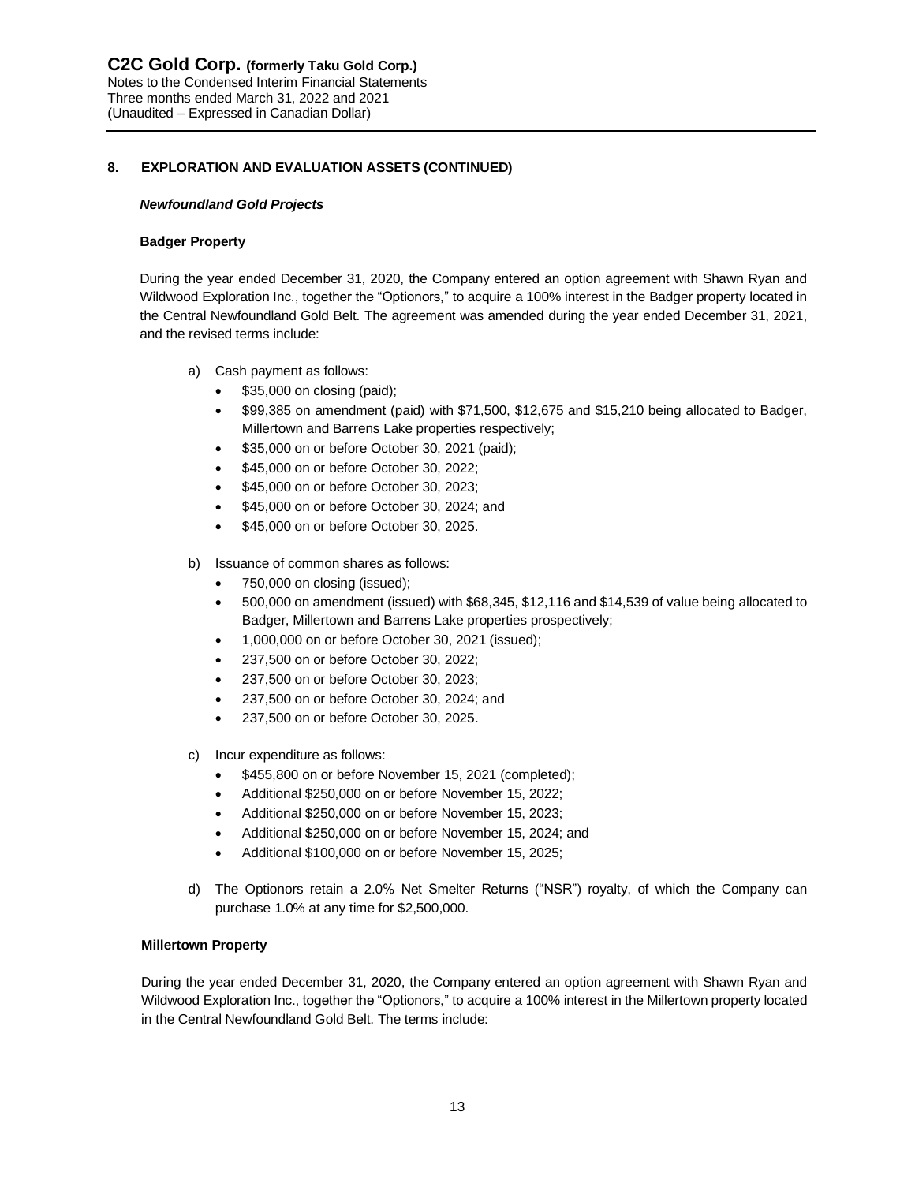## 8. EXPLORATION AND EVALUATION ASSETS (CONTINUED)

### *Newfoundland Gold Projects*

**Badger Property**

During the year ended December 31, 2020, the Company entered an option agreement with Shawn Ryan and Wildwood Exploration Inc., together the "Optionors," to acquire a 100% interest in the Badger property located in the Central Newfoundland Gold Belt. The agreement was amended during the year ended December 31, 2021, and the revised terms include:

a) Cash payment as follows:
   - $35,000 on closing (paid);
   - $99,385 on amendment (paid) with $71,500, $12,675 and $15,210 being allocated to Badger, Millertown and Barrens Lake properties respectively;
   - $35,000 on or before October 30, 2021 (paid);
   - $45,000 on or before October 30, 2022;
   - $45,000 on or before October 30, 2023;
   - $45,000 on or before October 30, 2024; and
   - $45,000 on or before October 30, 2025.

b) Issuance of common shares as follows:
   - 750,000 on closing (issued);
   - 500,000 on amendment (issued) with $68,345, $12,116 and $14,539 of value being allocated to Badger, Millertown and Barrens Lake properties prospectively;
   - 1,000,000 on or before October 30, 2021 (issued);
   - 237,500 on or before October 30, 2022;
   - 237,500 on or before October 30, 2023;
   - 237,500 on or before October 30, 2024; and
   - 237,500 on or before October 30, 2025.

c) Incur expenditure as follows:
   - $455,800 on or before November 15, 2021 (completed);
   - Additional $250,000 on or before November 15, 2022;
   - Additional $250,000 on or before November 15, 2023;
   - Additional $250,000 on or before November 15, 2024; and
   - Additional $100,000 on or before November 15, 2025;

d) The Optionors retain a 2.0% Net Smelter Returns ("NSR") royalty, of which the Company can purchase 1.0% at any time for $2,500,000.

**Millertown Property**

During the year ended December 31, 2020, the Company entered an option agreement with Shawn Ryan and Wildwood Exploration Inc., together the "Optionors," to acquire a 100% interest in the Millertown property located in the Central Newfoundland Gold Belt. The terms include: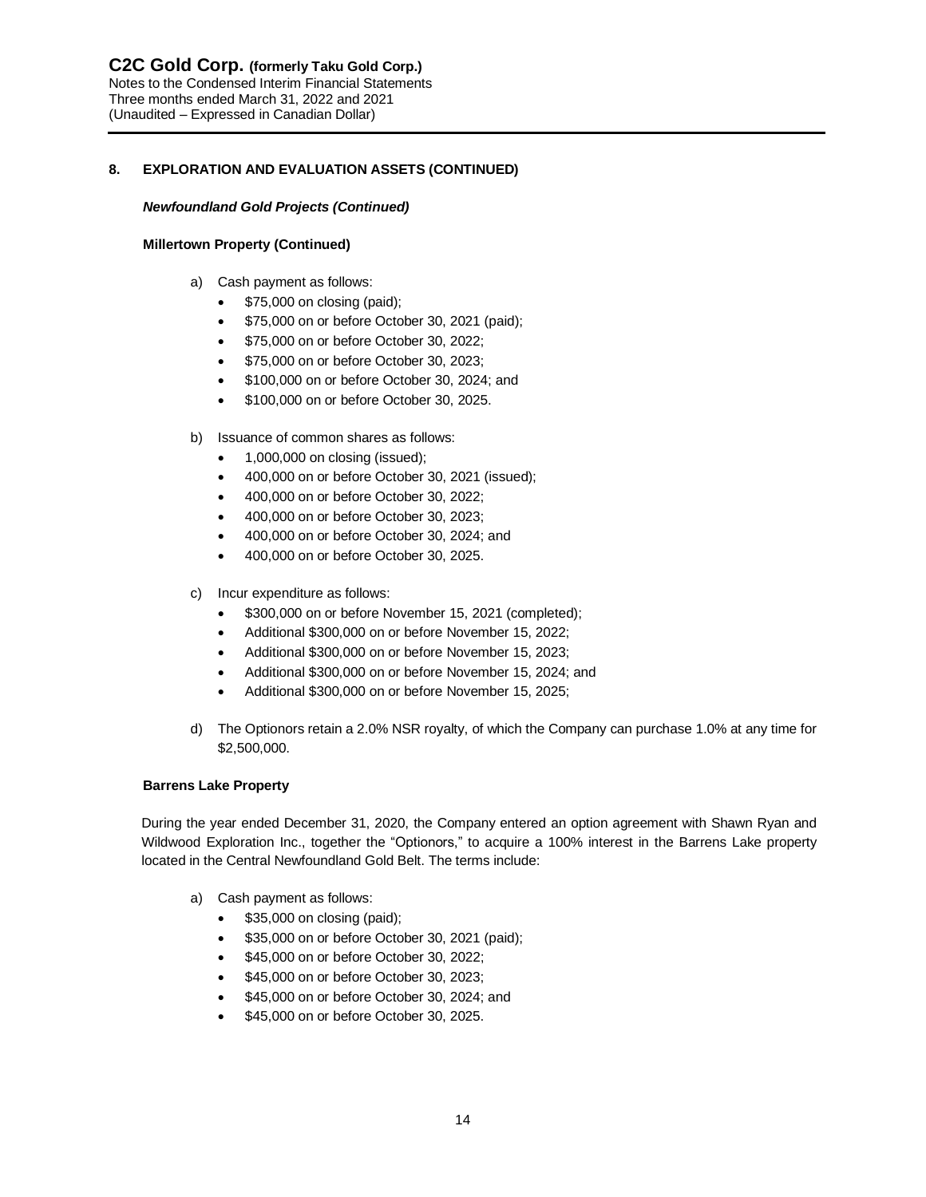## 8. EXPLORATION AND EVALUATION ASSETS (CONTINUED)

***Newfoundland Gold Projects (Continued)***

**Millertown Property (Continued)**

a) Cash payment as follows:
   - $75,000 on closing (paid);
   - $75,000 on or before October 30, 2021 (paid);
   - $75,000 on or before October 30, 2022;
   - $75,000 on or before October 30, 2023;
   - $100,000 on or before October 30, 2024; and
   - $100,000 on or before October 30, 2025.

b) Issuance of common shares as follows:
   - 1,000,000 on closing (issued);
   - 400,000 on or before October 30, 2021 (issued);
   - 400,000 on or before October 30, 2022;
   - 400,000 on or before October 30, 2023;
   - 400,000 on or before October 30, 2024; and
   - 400,000 on or before October 30, 2025.

c) Incur expenditure as follows:
   - $300,000 on or before November 15, 2021 (completed);
   - Additional $300,000 on or before November 15, 2022;
   - Additional $300,000 on or before November 15, 2023;
   - Additional $300,000 on or before November 15, 2024; and
   - Additional $300,000 on or before November 15, 2025;

d) The Optionors retain a 2.0% NSR royalty, of which the Company can purchase 1.0% at any time for $2,500,000.

**Barrens Lake Property**

During the year ended December 31, 2020, the Company entered an option agreement with Shawn Ryan and Wildwood Exploration Inc., together the "Optionors," to acquire a 100% interest in the Barrens Lake property located in the Central Newfoundland Gold Belt. The terms include:

a) Cash payment as follows:
   - $35,000 on closing (paid);
   - $35,000 on or before October 30, 2021 (paid);
   - $45,000 on or before October 30, 2022;
   - $45,000 on or before October 30, 2023;
   - $45,000 on or before October 30, 2024; and
   - $45,000 on or before October 30, 2025.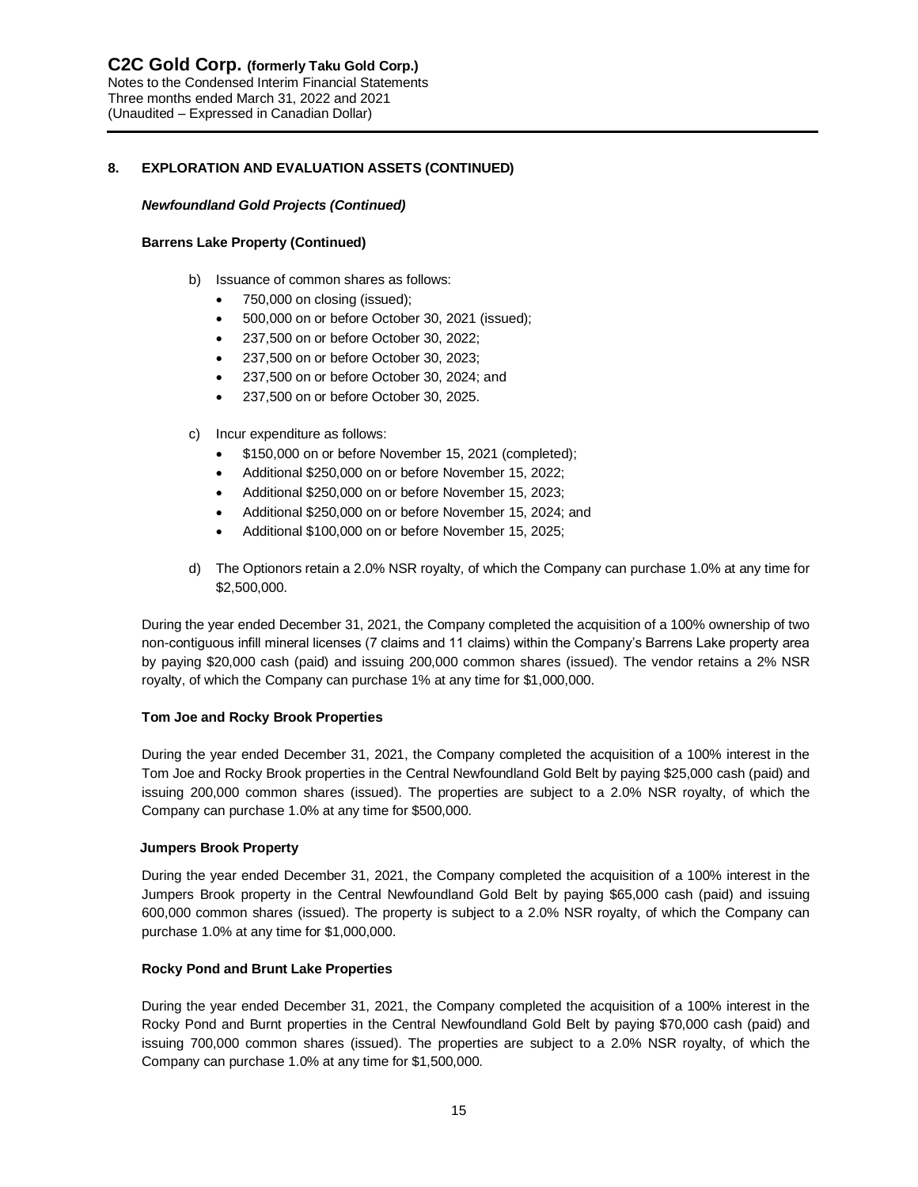## 8. EXPLORATION AND EVALUATION ASSETS (CONTINUED)

***Newfoundland Gold Projects (Continued)***

**Barrens Lake Property (Continued)**

b) Issuance of common shares as follows:
   - 750,000 on closing (issued);
   - 500,000 on or before October 30, 2021 (issued);
   - 237,500 on or before October 30, 2022;
   - 237,500 on or before October 30, 2023;
   - 237,500 on or before October 30, 2024; and
   - 237,500 on or before October 30, 2025.

c) Incur expenditure as follows:
   - $150,000 on or before November 15, 2021 (completed);
   - Additional $250,000 on or before November 15, 2022;
   - Additional $250,000 on or before November 15, 2023;
   - Additional $250,000 on or before November 15, 2024; and
   - Additional $100,000 on or before November 15, 2025;

d) The Optionors retain a 2.0% NSR royalty, of which the Company can purchase 1.0% at any time for $2,500,000.

During the year ended December 31, 2021, the Company completed the acquisition of a 100% ownership of two non-contiguous infill mineral licenses (7 claims and 11 claims) within the Company's Barrens Lake property area by paying $20,000 cash (paid) and issuing 200,000 common shares (issued). The vendor retains a 2% NSR royalty, of which the Company can purchase 1% at any time for $1,000,000.

**Tom Joe and Rocky Brook Properties**

During the year ended December 31, 2021, the Company completed the acquisition of a 100% interest in the Tom Joe and Rocky Brook properties in the Central Newfoundland Gold Belt by paying $25,000 cash (paid) and issuing 200,000 common shares (issued). The properties are subject to a 2.0% NSR royalty, of which the Company can purchase 1.0% at any time for $500,000.

**Jumpers Brook Property**

During the year ended December 31, 2021, the Company completed the acquisition of a 100% interest in the Jumpers Brook property in the Central Newfoundland Gold Belt by paying $65,000 cash (paid) and issuing 600,000 common shares (issued). The property is subject to a 2.0% NSR royalty, of which the Company can purchase 1.0% at any time for $1,000,000.

**Rocky Pond and Brunt Lake Properties**

During the year ended December 31, 2021, the Company completed the acquisition of a 100% interest in the Rocky Pond and Burnt properties in the Central Newfoundland Gold Belt by paying $70,000 cash (paid) and issuing 700,000 common shares (issued). The properties are subject to a 2.0% NSR royalty, of which the Company can purchase 1.0% at any time for $1,500,000.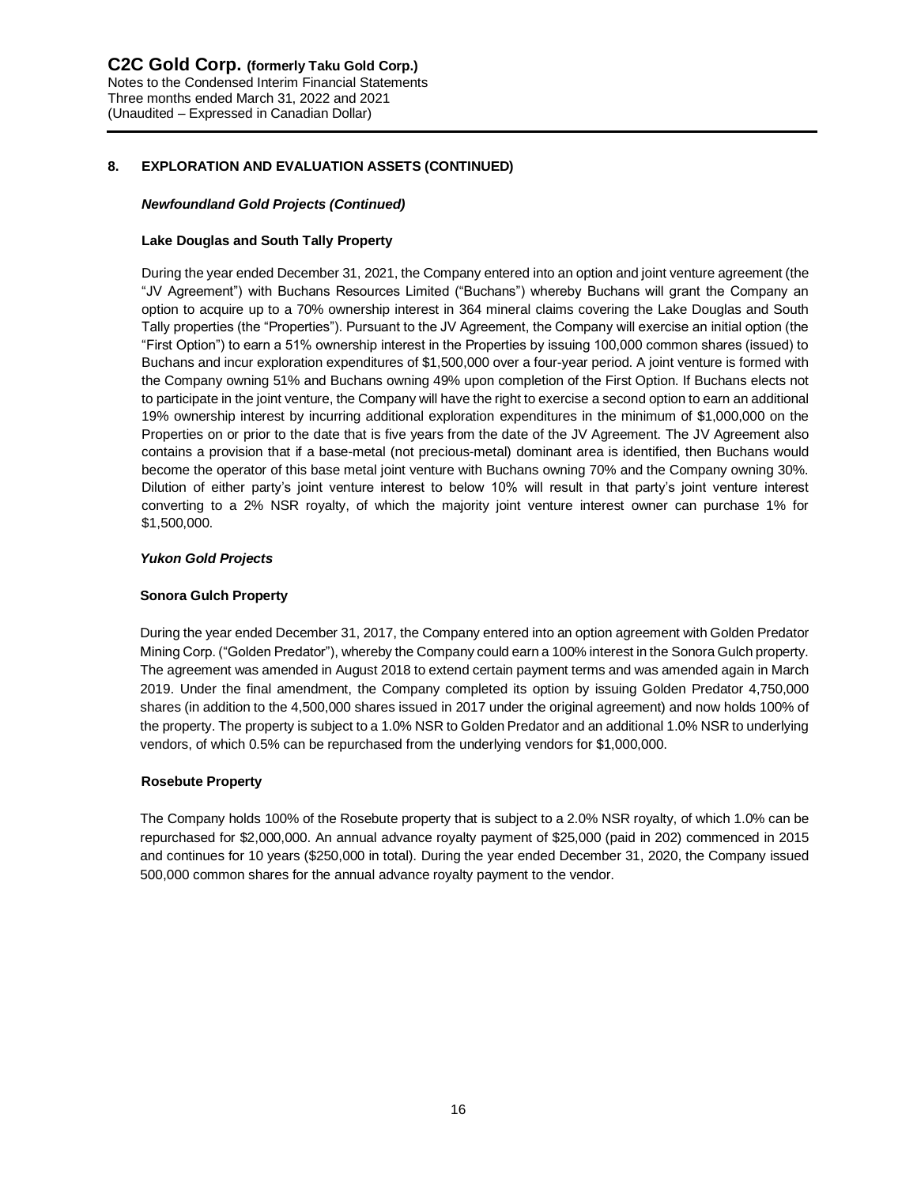## 8. EXPLORATION AND EVALUATION ASSETS (CONTINUED)

***Newfoundland Gold Projects (Continued)***

**Lake Douglas and South Tally Property**

During the year ended December 31, 2021, the Company entered into an option and joint venture agreement (the "JV Agreement") with Buchans Resources Limited ("Buchans") whereby Buchans will grant the Company an option to acquire up to a 70% ownership interest in 364 mineral claims covering the Lake Douglas and South Tally properties (the "Properties"). Pursuant to the JV Agreement, the Company will exercise an initial option (the "First Option") to earn a 51% ownership interest in the Properties by issuing 100,000 common shares (issued) to Buchans and incur exploration expenditures of $1,500,000 over a four-year period. A joint venture is formed with the Company owning 51% and Buchans owning 49% upon completion of the First Option. If Buchans elects not to participate in the joint venture, the Company will have the right to exercise a second option to earn an additional 19% ownership interest by incurring additional exploration expenditures in the minimum of $1,000,000 on the Properties on or prior to the date that is five years from the date of the JV Agreement. The JV Agreement also contains a provision that if a base-metal (not precious-metal) dominant area is identified, then Buchans would become the operator of this base metal joint venture with Buchans owning 70% and the Company owning 30%. Dilution of either party's joint venture interest to below 10% will result in that party's joint venture interest converting to a 2% NSR royalty, of which the majority joint venture interest owner can purchase 1% for $1,500,000.

***Yukon Gold Projects***

**Sonora Gulch Property**

During the year ended December 31, 2017, the Company entered into an option agreement with Golden Predator Mining Corp. ("Golden Predator"), whereby the Company could earn a 100% interest in the Sonora Gulch property. The agreement was amended in August 2018 to extend certain payment terms and was amended again in March 2019. Under the final amendment, the Company completed its option by issuing Golden Predator 4,750,000 shares (in addition to the 4,500,000 shares issued in 2017 under the original agreement) and now holds 100% of the property. The property is subject to a 1.0% NSR to Golden Predator and an additional 1.0% NSR to underlying vendors, of which 0.5% can be repurchased from the underlying vendors for $1,000,000.

**Rosebute Property**

The Company holds 100% of the Rosebute property that is subject to a 2.0% NSR royalty, of which 1.0% can be repurchased for $2,000,000. An annual advance royalty payment of $25,000 (paid in 202) commenced in 2015 and continues for 10 years ($250,000 in total). During the year ended December 31, 2020, the Company issued 500,000 common shares for the annual advance royalty payment to the vendor.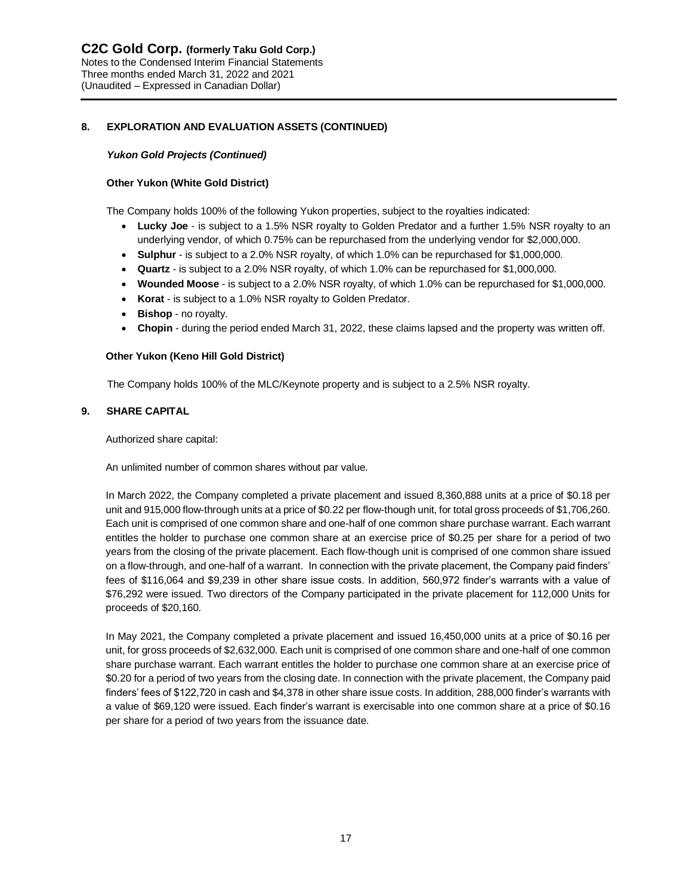## 8. EXPLORATION AND EVALUATION ASSETS (CONTINUED)

***Yukon Gold Projects (Continued)***

**Other Yukon (White Gold District)**

The Company holds 100% of the following Yukon properties, subject to the royalties indicated:

- **Lucky Joe** - is subject to a 1.5% NSR royalty to Golden Predator and a further 1.5% NSR royalty to an underlying vendor, of which 0.75% can be repurchased from the underlying vendor for $2,000,000.
- **Sulphur** - is subject to a 2.0% NSR royalty, of which 1.0% can be repurchased for $1,000,000.
- **Quartz** - is subject to a 2.0% NSR royalty, of which 1.0% can be repurchased for $1,000,000.
- **Wounded Moose** - is subject to a 2.0% NSR royalty, of which 1.0% can be repurchased for $1,000,000.
- **Korat** - is subject to a 1.0% NSR royalty to Golden Predator.
- **Bishop** - no royalty.
- **Chopin** - during the period ended March 31, 2022, these claims lapsed and the property was written off.

**Other Yukon (Keno Hill Gold District)**

The Company holds 100% of the MLC/Keynote property and is subject to a 2.5% NSR royalty.

## 9. SHARE CAPITAL

Authorized share capital:

An unlimited number of common shares without par value.

In March 2022, the Company completed a private placement and issued 8,360,888 units at a price of $0.18 per unit and 915,000 flow-through units at a price of $0.22 per flow-though unit, for total gross proceeds of $1,706,260. Each unit is comprised of one common share and one-half of one common share purchase warrant. Each warrant entitles the holder to purchase one common share at an exercise price of $0.25 per share for a period of two years from the closing of the private placement. Each flow-though unit is comprised of one common share issued on a flow-through, and one-half of a warrant. In connection with the private placement, the Company paid finders' fees of $116,064 and $9,239 in other share issue costs. In addition, 560,972 finder's warrants with a value of $76,292 were issued. Two directors of the Company participated in the private placement for 112,000 Units for proceeds of $20,160.

In May 2021, the Company completed a private placement and issued 16,450,000 units at a price of $0.16 per unit, for gross proceeds of $2,632,000. Each unit is comprised of one common share and one-half of one common share purchase warrant. Each warrant entitles the holder to purchase one common share at an exercise price of $0.20 for a period of two years from the closing date. In connection with the private placement, the Company paid finders' fees of $122,720 in cash and $4,378 in other share issue costs. In addition, 288,000 finder's warrants with a value of $69,120 were issued. Each finder's warrant is exercisable into one common share at a price of $0.16 per share for a period of two years from the issuance date.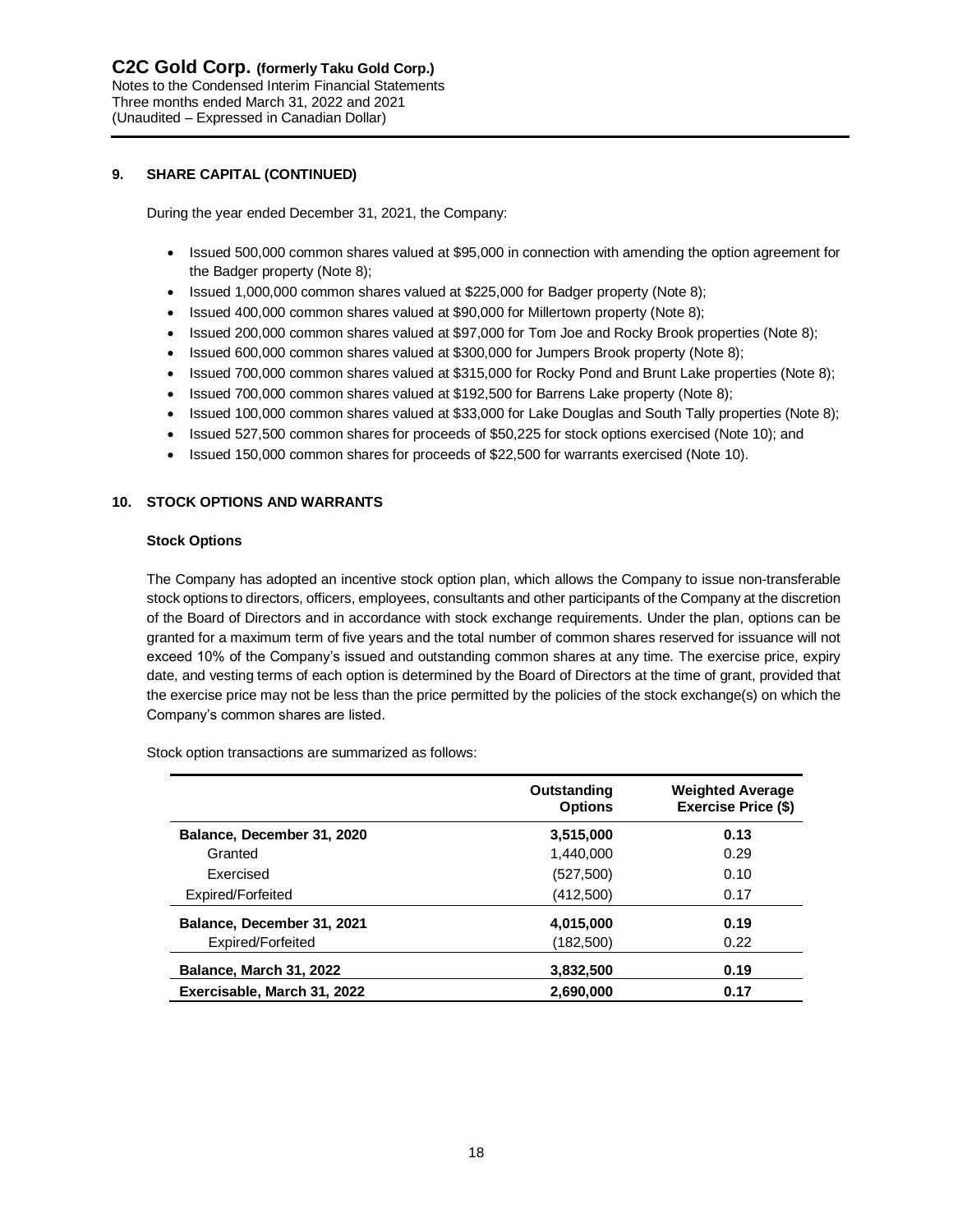## 9. SHARE CAPITAL (CONTINUED)

During the year ended December 31, 2021, the Company:

- Issued 500,000 common shares valued at $95,000 in connection with amending the option agreement for the Badger property (Note 8);
- Issued 1,000,000 common shares valued at $225,000 for Badger property (Note 8);
- Issued 400,000 common shares valued at $90,000 for Millertown property (Note 8);
- Issued 200,000 common shares valued at $97,000 for Tom Joe and Rocky Brook properties (Note 8);
- Issued 600,000 common shares valued at $300,000 for Jumpers Brook property (Note 8);
- Issued 700,000 common shares valued at $315,000 for Rocky Pond and Brunt Lake properties (Note 8);
- Issued 700,000 common shares valued at $192,500 for Barrens Lake property (Note 8);
- Issued 100,000 common shares valued at $33,000 for Lake Douglas and South Tally properties (Note 8);
- Issued 527,500 common shares for proceeds of $50,225 for stock options exercised (Note 10); and
- Issued 150,000 common shares for proceeds of $22,500 for warrants exercised (Note 10).

## 10. STOCK OPTIONS AND WARRANTS

### Stock Options

The Company has adopted an incentive stock option plan, which allows the Company to issue non-transferable stock options to directors, officers, employees, consultants and other participants of the Company at the discretion of the Board of Directors and in accordance with stock exchange requirements. Under the plan, options can be granted for a maximum term of five years and the total number of common shares reserved for issuance will not exceed 10% of the Company's issued and outstanding common shares at any time. The exercise price, expiry date, and vesting terms of each option is determined by the Board of Directors at the time of grant, provided that the exercise price may not be less than the price permitted by the policies of the stock exchange(s) on which the Company's common shares are listed.

Stock option transactions are summarized as follows:

| | Outstanding Options | Weighted Average Exercise Price ($) |
|---|---|---|
| **Balance, December 31, 2020** | **3,515,000** | **0.13** |
| Granted | 1,440,000 | 0.29 |
| Exercised | (527,500) | 0.10 |
| Expired/Forfeited | (412,500) | 0.17 |
| **Balance, December 31, 2021** | **4,015,000** | **0.19** |
| Expired/Forfeited | (182,500) | 0.22 |
| **Balance, March 31, 2022** | **3,832,500** | **0.19** |
| **Exercisable, March 31, 2022** | **2,690,000** | **0.17** |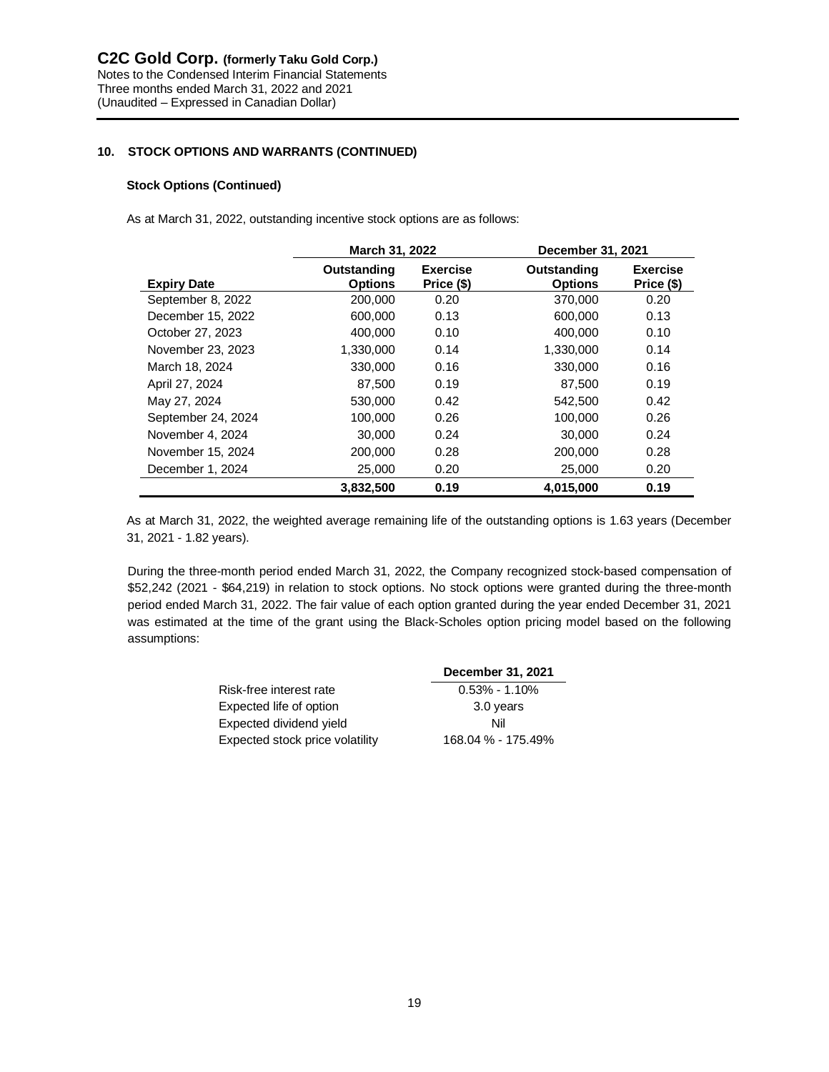## 10. STOCK OPTIONS AND WARRANTS (CONTINUED)

### Stock Options (Continued)

As at March 31, 2022, outstanding incentive stock options are as follows:

| | March 31, 2022 | | December 31, 2021 | |
|---|---|---|---|---|
| **Expiry Date** | **Outstanding Options** | **Exercise Price ($)** | **Outstanding Options** | **Exercise Price ($)** |
| September 8, 2022 | 200,000 | 0.20 | 370,000 | 0.20 |
| December 15, 2022 | 600,000 | 0.13 | 600,000 | 0.13 |
| October 27, 2023 | 400,000 | 0.10 | 400,000 | 0.10 |
| November 23, 2023 | 1,330,000 | 0.14 | 1,330,000 | 0.14 |
| March 18, 2024 | 330,000 | 0.16 | 330,000 | 0.16 |
| April 27, 2024 | 87,500 | 0.19 | 87,500 | 0.19 |
| May 27, 2024 | 530,000 | 0.42 | 542,500 | 0.42 |
| September 24, 2024 | 100,000 | 0.26 | 100,000 | 0.26 |
| November 4, 2024 | 30,000 | 0.24 | 30,000 | 0.24 |
| November 15, 2024 | 200,000 | 0.28 | 200,000 | 0.28 |
| December 1, 2024 | 25,000 | 0.20 | 25,000 | 0.20 |
| | **3,832,500** | **0.19** | **4,015,000** | **0.19** |

As at March 31, 2022, the weighted average remaining life of the outstanding options is 1.63 years (December 31, 2021 - 1.82 years).

During the three-month period ended March 31, 2022, the Company recognized stock-based compensation of $52,242 (2021 - $64,219) in relation to stock options. No stock options were granted during the three-month period ended March 31, 2022. The fair value of each option granted during the year ended December 31, 2021 was estimated at the time of the grant using the Black-Scholes option pricing model based on the following assumptions:

| | December 31, 2021 |
|---|---|
| Risk-free interest rate | 0.53% - 1.10% |
| Expected life of option | 3.0 years |
| Expected dividend yield | Nil |
| Expected stock price volatility | 168.04 % - 175.49% |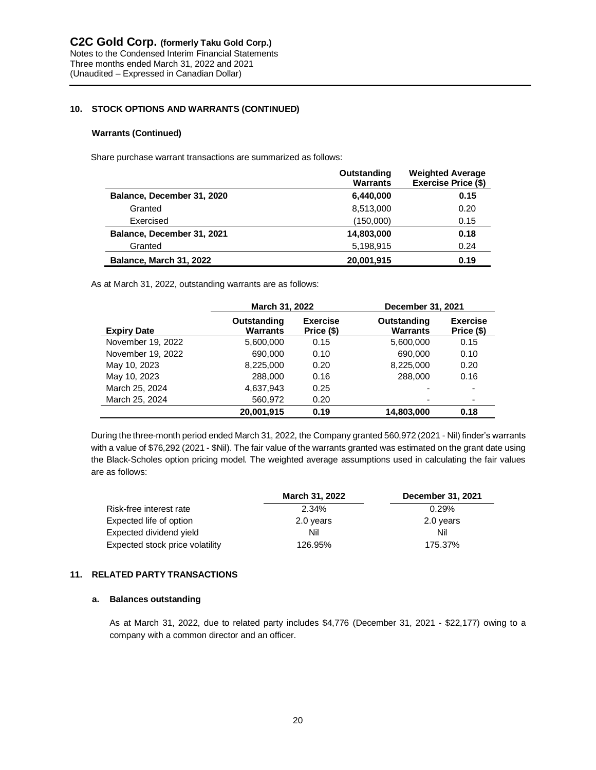## 10. STOCK OPTIONS AND WARRANTS (CONTINUED)

### Warrants (Continued)

Share purchase warrant transactions are summarized as follows:

| | Outstanding Warrants | Weighted Average Exercise Price ($) |
|---|---|---|
| **Balance, December 31, 2020** | **6,440,000** | **0.15** |
| Granted | 8,513,000 | 0.20 |
| Exercised | (150,000) | 0.15 |
| **Balance, December 31, 2021** | **14,803,000** | **0.18** |
| Granted | 5,198,915 | 0.24 |
| **Balance, March 31, 2022** | **20,001,915** | **0.19** |

As at March 31, 2022, outstanding warrants are as follows:

| | March 31, 2022 | | December 31, 2021 | |
|---|---|---|---|---|
| **Expiry Date** | **Outstanding Warrants** | **Exercise Price ($)** | **Outstanding Warrants** | **Exercise Price ($)** |
| November 19, 2022 | 5,600,000 | 0.15 | 5,600,000 | 0.15 |
| November 19, 2022 | 690,000 | 0.10 | 690,000 | 0.10 |
| May 10, 2023 | 8,225,000 | 0.20 | 8,225,000 | 0.20 |
| May 10, 2023 | 288,000 | 0.16 | 288,000 | 0.16 |
| March 25, 2024 | 4,637,943 | 0.25 | - | - |
| March 25, 2024 | 560,972 | 0.20 | - | - |
| | **20,001,915** | **0.19** | **14,803,000** | **0.18** |

During the three-month period ended March 31, 2022, the Company granted 560,972 (2021 - Nil) finder's warrants with a value of $76,292 (2021 - $Nil). The fair value of the warrants granted was estimated on the grant date using the Black-Scholes option pricing model. The weighted average assumptions used in calculating the fair values are as follows:

| | March 31, 2022 | December 31, 2021 |
|---|---|---|
| Risk-free interest rate | 2.34% | 0.29% |
| Expected life of option | 2.0 years | 2.0 years |
| Expected dividend yield | Nil | Nil |
| Expected stock price volatility | 126.95% | 175.37% |

## 11. RELATED PARTY TRANSACTIONS

### a. Balances outstanding

As at March 31, 2022, due to related party includes $4,776 (December 31, 2021 - $22,177) owing to a company with a common director and an officer.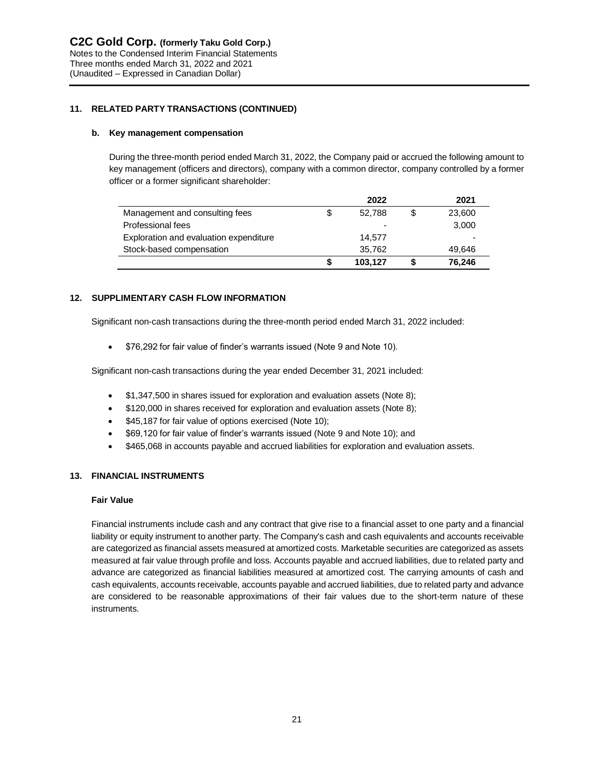## 11. RELATED PARTY TRANSACTIONS (CONTINUED)

### b. Key management compensation

During the three-month period ended March 31, 2022, the Company paid or accrued the following amount to key management (officers and directors), company with a common director, company controlled by a former officer or a former significant shareholder:

| | 2022 | 2021 |
|---|---|---|
| Management and consulting fees | $ 52,788 | $ 23,600 |
| Professional fees | - | 3,000 |
| Exploration and evaluation expenditure | 14,577 | - |
| Stock-based compensation | 35,762 | 49,646 |
| | **$ 103,127** | **$ 76,246** |

## 12. SUPPLIMENTARY CASH FLOW INFORMATION

Significant non-cash transactions during the three-month period ended March 31, 2022 included:

- $76,292 for fair value of finder's warrants issued (Note 9 and Note 10).

Significant non-cash transactions during the year ended December 31, 2021 included:

- $1,347,500 in shares issued for exploration and evaluation assets (Note 8);
- $120,000 in shares received for exploration and evaluation assets (Note 8);
- $45,187 for fair value of options exercised (Note 10);
- $69,120 for fair value of finder's warrants issued (Note 9 and Note 10); and
- $465,068 in accounts payable and accrued liabilities for exploration and evaluation assets.

## 13. FINANCIAL INSTRUMENTS

### Fair Value

Financial instruments include cash and any contract that give rise to a financial asset to one party and a financial liability or equity instrument to another party. The Company's cash and cash equivalents and accounts receivable are categorized as financial assets measured at amortized costs. Marketable securities are categorized as assets measured at fair value through profile and loss. Accounts payable and accrued liabilities, due to related party and advance are categorized as financial liabilities measured at amortized cost. The carrying amounts of cash and cash equivalents, accounts receivable, accounts payable and accrued liabilities, due to related party and advance are considered to be reasonable approximations of their fair values due to the short-term nature of these instruments.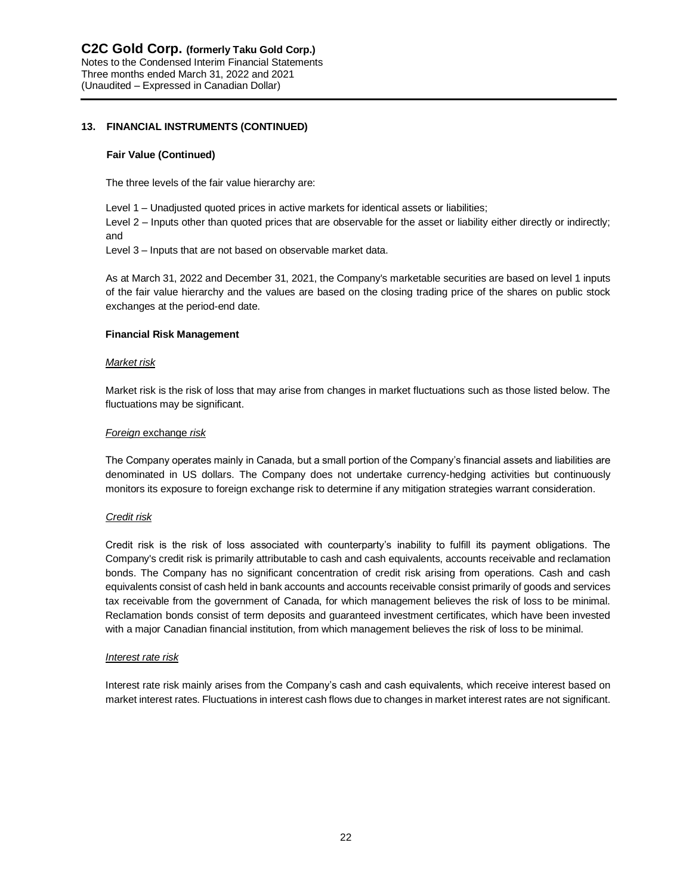## 13. FINANCIAL INSTRUMENTS (CONTINUED)

### Fair Value (Continued)

The three levels of the fair value hierarchy are:

Level 1 – Unadjusted quoted prices in active markets for identical assets or liabilities;
Level 2 – Inputs other than quoted prices that are observable for the asset or liability either directly or indirectly; and
Level 3 – Inputs that are not based on observable market data.

As at March 31, 2022 and December 31, 2021, the Company's marketable securities are based on level 1 inputs of the fair value hierarchy and the values are based on the closing trading price of the shares on public stock exchanges at the period-end date.

### Financial Risk Management

*Market risk*

Market risk is the risk of loss that may arise from changes in market fluctuations such as those listed below. The fluctuations may be significant.

*Foreign exchange risk*

The Company operates mainly in Canada, but a small portion of the Company's financial assets and liabilities are denominated in US dollars. The Company does not undertake currency-hedging activities but continuously monitors its exposure to foreign exchange risk to determine if any mitigation strategies warrant consideration.

*Credit risk*

Credit risk is the risk of loss associated with counterparty's inability to fulfill its payment obligations. The Company's credit risk is primarily attributable to cash and cash equivalents, accounts receivable and reclamation bonds. The Company has no significant concentration of credit risk arising from operations. Cash and cash equivalents consist of cash held in bank accounts and accounts receivable consist primarily of goods and services tax receivable from the government of Canada, for which management believes the risk of loss to be minimal. Reclamation bonds consist of term deposits and guaranteed investment certificates, which have been invested with a major Canadian financial institution, from which management believes the risk of loss to be minimal.

*Interest rate risk*

Interest rate risk mainly arises from the Company's cash and cash equivalents, which receive interest based on market interest rates. Fluctuations in interest cash flows due to changes in market interest rates are not significant.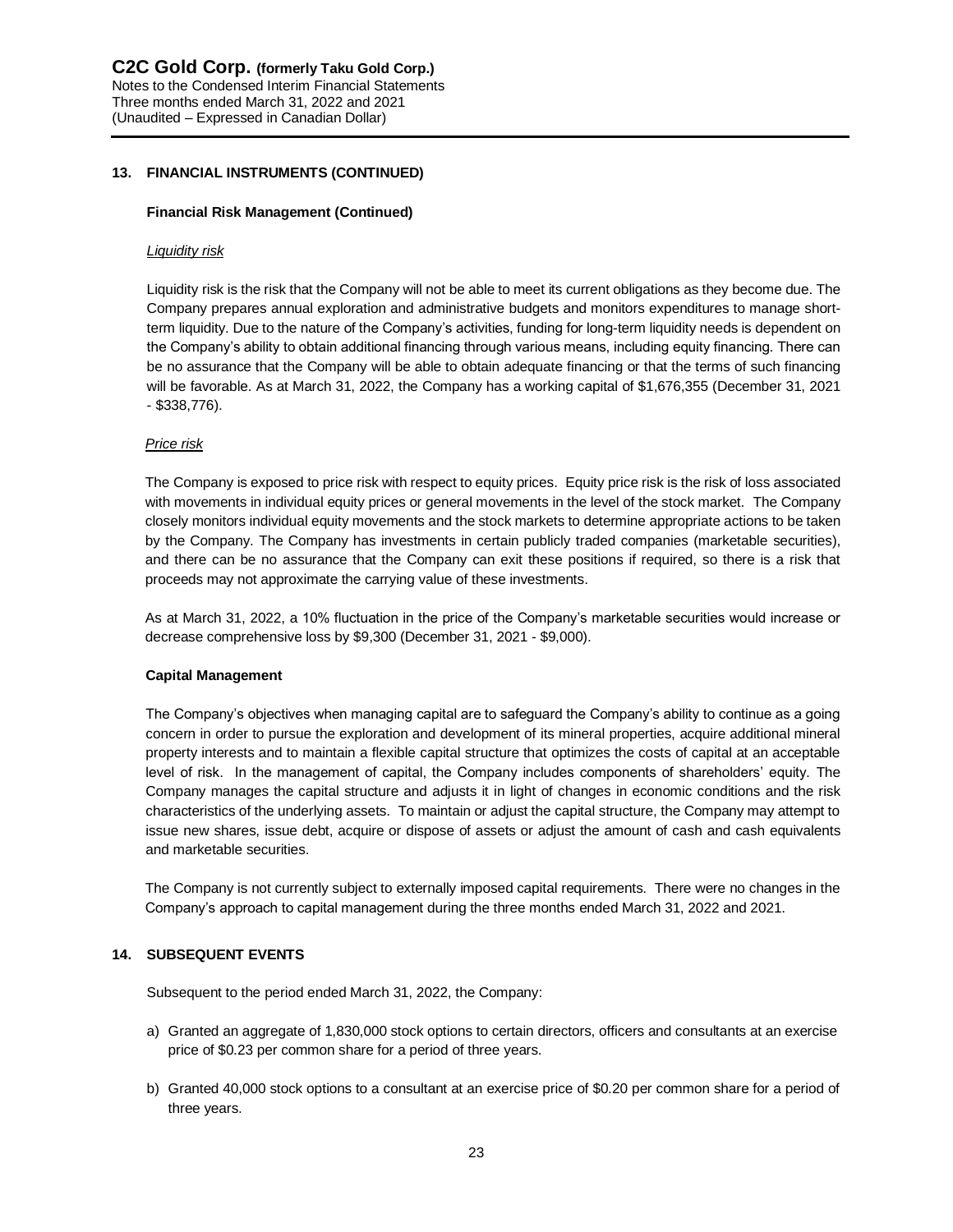## 13. FINANCIAL INSTRUMENTS (CONTINUED)

### Financial Risk Management (Continued)

*Liquidity risk*

Liquidity risk is the risk that the Company will not be able to meet its current obligations as they become due. The Company prepares annual exploration and administrative budgets and monitors expenditures to manage short-term liquidity. Due to the nature of the Company's activities, funding for long-term liquidity needs is dependent on the Company's ability to obtain additional financing through various means, including equity financing. There can be no assurance that the Company will be able to obtain adequate financing or that the terms of such financing will be favorable. As at March 31, 2022, the Company has a working capital of $1,676,355 (December 31, 2021 - $338,776).

*Price risk*

The Company is exposed to price risk with respect to equity prices. Equity price risk is the risk of loss associated with movements in individual equity prices or general movements in the level of the stock market. The Company closely monitors individual equity movements and the stock markets to determine appropriate actions to be taken by the Company. The Company has investments in certain publicly traded companies (marketable securities), and there can be no assurance that the Company can exit these positions if required, so there is a risk that proceeds may not approximate the carrying value of these investments.

As at March 31, 2022, a 10% fluctuation in the price of the Company's marketable securities would increase or decrease comprehensive loss by $9,300 (December 31, 2021 - $9,000).

### Capital Management

The Company's objectives when managing capital are to safeguard the Company's ability to continue as a going concern in order to pursue the exploration and development of its mineral properties, acquire additional mineral property interests and to maintain a flexible capital structure that optimizes the costs of capital at an acceptable level of risk. In the management of capital, the Company includes components of shareholders' equity. The Company manages the capital structure and adjusts it in light of changes in economic conditions and the risk characteristics of the underlying assets. To maintain or adjust the capital structure, the Company may attempt to issue new shares, issue debt, acquire or dispose of assets or adjust the amount of cash and cash equivalents and marketable securities.

The Company is not currently subject to externally imposed capital requirements. There were no changes in the Company's approach to capital management during the three months ended March 31, 2022 and 2021.

## 14. SUBSEQUENT EVENTS

Subsequent to the period ended March 31, 2022, the Company:

a) Granted an aggregate of 1,830,000 stock options to certain directors, officers and consultants at an exercise price of $0.23 per common share for a period of three years.

b) Granted 40,000 stock options to a consultant at an exercise price of $0.20 per common share for a period of three years.